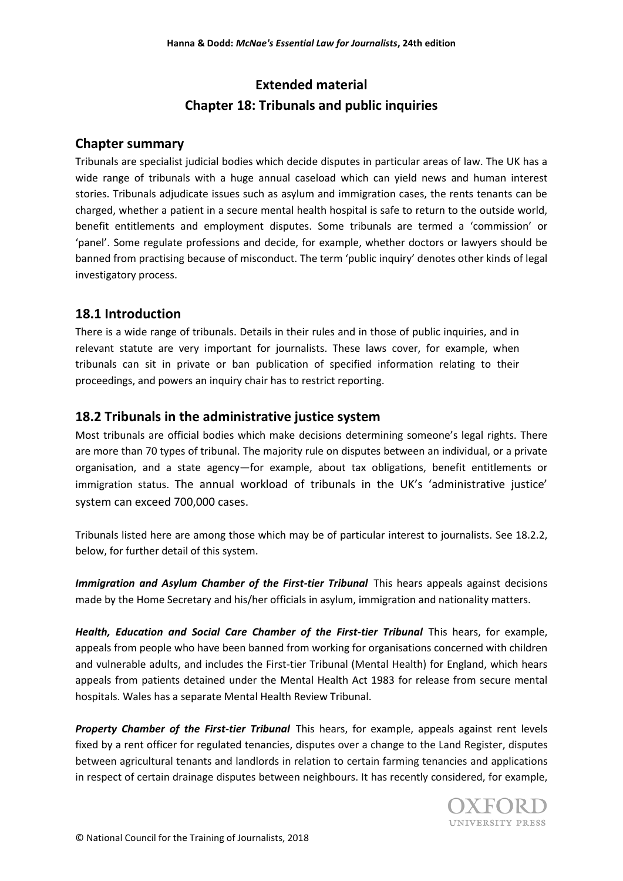# Extended material

# Chapter 18: Tribunals and public inquiries

## Chapter summary

Tribunals are specialist judicial bodies which decide disputes in particular areas of law. The UK has a wide range of tribunals with a huge annual caseload which can yield news and human interest stories. Tribunals adjudicate issues such as asylum and immigration cases, the rents tenants can be charged, whether a patient in a secure mental health hospital is safe to return to the outside world, benefit entitlements and employment disputes. Some tribunals are termed a 'commission' or 'panel'. Some regulate professions and decide, for example, whether doctors or lawyers should be banned from practising because of misconduct. The term 'public inquiry' denotes other kinds of legal investigatory process.

## 18.1 Introduction

There is a wide range of tribunals. Details in their rules and in those of public inquiries, and in relevant statute are very important for journalists. These laws cover, for example, when tribunals can sit in private or ban publication of specified information relating to their proceedings, and powers an inquiry chair has to restrict reporting.

## 18.2 Tribunals in the administrative justice system

Most tribunals are official bodies which make decisions determining someone's legal rights. There are more than 70 types of tribunal. The majority rule on disputes between an individual, or a private organisation, and a state agency—for example, about tax obligations, benefit entitlements or immigration status. The annual workload of tribunals in the UK's 'administrative justice' system can exceed 700,000 cases.

Tribunals listed here are among those which may be of particular interest to journalists. See 18.2.2, below, for further detail of this system.

***Immigration and Asylum Chamber of the First-tier Tribunal*** This hears appeals against decisions made by the Home Secretary and his/her officials in asylum, immigration and nationality matters.

***Health, Education and Social Care Chamber of the First-tier Tribunal*** This hears, for example, appeals from people who have been banned from working for organisations concerned with children and vulnerable adults, and includes the First-tier Tribunal (Mental Health) for England, which hears appeals from patients detained under the Mental Health Act 1983 for release from secure mental hospitals. Wales has a separate Mental Health Review Tribunal.

***Property Chamber of the First-tier Tribunal*** This hears, for example, appeals against rent levels fixed by a rent officer for regulated tenancies, disputes over a change to the Land Register, disputes between agricultural tenants and landlords in relation to certain farming tenancies and applications in respect of certain drainage disputes between neighbours. It has recently considered, for example,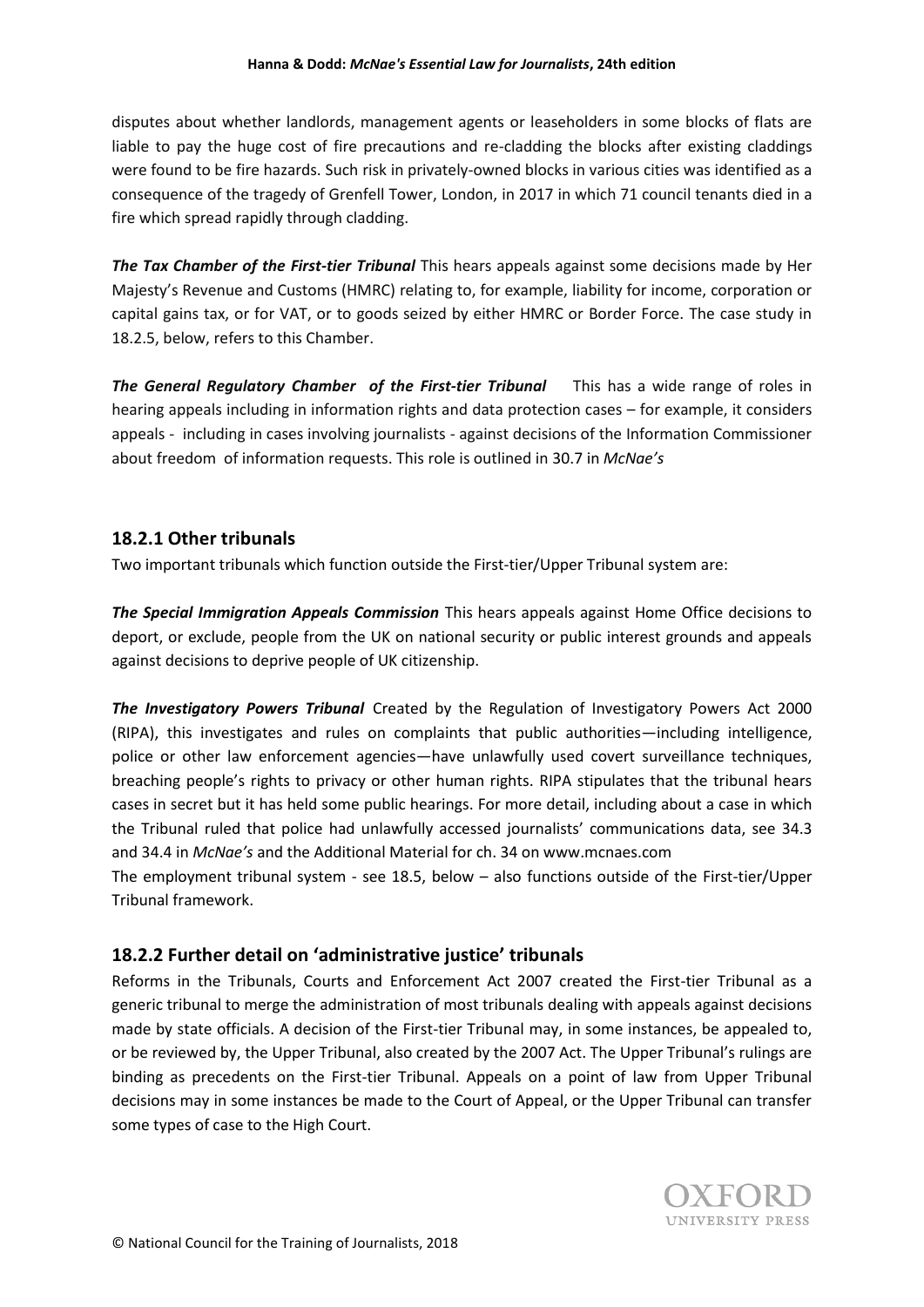disputes about whether landlords, management agents or leaseholders in some blocks of flats are liable to pay the huge cost of fire precautions and re-cladding the blocks after existing claddings were found to be fire hazards. Such risk in privately-owned blocks in various cities was identified as a consequence of the tragedy of Grenfell Tower, London, in 2017 in which 71 council tenants died in a fire which spread rapidly through cladding.

***The Tax Chamber of the First-tier Tribunal*** This hears appeals against some decisions made by Her Majesty's Revenue and Customs (HMRC) relating to, for example, liability for income, corporation or capital gains tax, or for VAT, or to goods seized by either HMRC or Border Force. The case study in 18.2.5, below, refers to this Chamber.

***The General Regulatory Chamber of the First-tier Tribunal*** This has a wide range of roles in hearing appeals including in information rights and data protection cases – for example, it considers appeals - including in cases involving journalists - against decisions of the Information Commissioner about freedom of information requests. This role is outlined in 30.7 in *McNae's*

## 18.2.1 Other tribunals

Two important tribunals which function outside the First-tier/Upper Tribunal system are:

***The Special Immigration Appeals Commission*** This hears appeals against Home Office decisions to deport, or exclude, people from the UK on national security or public interest grounds and appeals against decisions to deprive people of UK citizenship.

***The Investigatory Powers Tribunal*** Created by the Regulation of Investigatory Powers Act 2000 (RIPA), this investigates and rules on complaints that public authorities—including intelligence, police or other law enforcement agencies—have unlawfully used covert surveillance techniques, breaching people's rights to privacy or other human rights. RIPA stipulates that the tribunal hears cases in secret but it has held some public hearings. For more detail, including about a case in which the Tribunal ruled that police had unlawfully accessed journalists' communications data, see 34.3 and 34.4 in *McNae's* and the Additional Material for ch. 34 on www.mcnaes.com

The employment tribunal system - see 18.5, below – also functions outside of the First-tier/Upper Tribunal framework.

## 18.2.2 Further detail on 'administrative justice' tribunals

Reforms in the Tribunals, Courts and Enforcement Act 2007 created the First-tier Tribunal as a generic tribunal to merge the administration of most tribunals dealing with appeals against decisions made by state officials. A decision of the First-tier Tribunal may, in some instances, be appealed to, or be reviewed by, the Upper Tribunal, also created by the 2007 Act. The Upper Tribunal's rulings are binding as precedents on the First-tier Tribunal. Appeals on a point of law from Upper Tribunal decisions may in some instances be made to the Court of Appeal, or the Upper Tribunal can transfer some types of case to the High Court.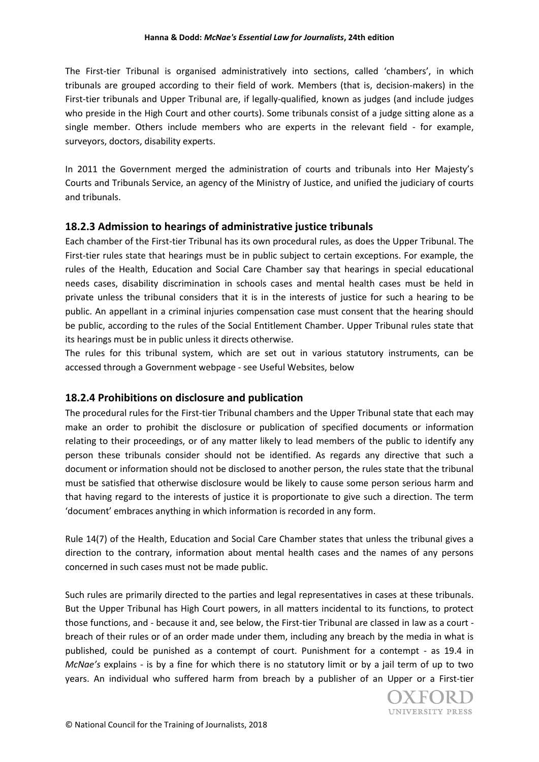The First-tier Tribunal is organised administratively into sections, called 'chambers', in which tribunals are grouped according to their field of work. Members (that is, decision-makers) in the First-tier tribunals and Upper Tribunal are, if legally-qualified, known as judges (and include judges who preside in the High Court and other courts). Some tribunals consist of a judge sitting alone as a single member. Others include members who are experts in the relevant field - for example, surveyors, doctors, disability experts.

In 2011 the Government merged the administration of courts and tribunals into Her Majesty's Courts and Tribunals Service, an agency of the Ministry of Justice, and unified the judiciary of courts and tribunals.

### 18.2.3 Admission to hearings of administrative justice tribunals

Each chamber of the First-tier Tribunal has its own procedural rules, as does the Upper Tribunal. The First-tier rules state that hearings must be in public subject to certain exceptions. For example, the rules of the Health, Education and Social Care Chamber say that hearings in special educational needs cases, disability discrimination in schools cases and mental health cases must be held in private unless the tribunal considers that it is in the interests of justice for such a hearing to be public. An appellant in a criminal injuries compensation case must consent that the hearing should be public, according to the rules of the Social Entitlement Chamber. Upper Tribunal rules state that its hearings must be in public unless it directs otherwise.
The rules for this tribunal system, which are set out in various statutory instruments, can be accessed through a Government webpage - see Useful Websites, below

### 18.2.4 Prohibitions on disclosure and publication

The procedural rules for the First-tier Tribunal chambers and the Upper Tribunal state that each may make an order to prohibit the disclosure or publication of specified documents or information relating to their proceedings, or of any matter likely to lead members of the public to identify any person these tribunals consider should not be identified. As regards any directive that such a document or information should not be disclosed to another person, the rules state that the tribunal must be satisfied that otherwise disclosure would be likely to cause some person serious harm and that having regard to the interests of justice it is proportionate to give such a direction. The term 'document' embraces anything in which information is recorded in any form.

Rule 14(7) of the Health, Education and Social Care Chamber states that unless the tribunal gives a direction to the contrary, information about mental health cases and the names of any persons concerned in such cases must not be made public.

Such rules are primarily directed to the parties and legal representatives in cases at these tribunals. But the Upper Tribunal has High Court powers, in all matters incidental to its functions, to protect those functions, and - because it and, see below, the First-tier Tribunal are classed in law as a court - breach of their rules or of an order made under them, including any breach by the media in what is published, could be punished as a contempt of court. Punishment for a contempt - as 19.4 in *McNae's* explains - is by a fine for which there is no statutory limit or by a jail term of up to two years. An individual who suffered harm from breach by a publisher of an Upper or a First-tier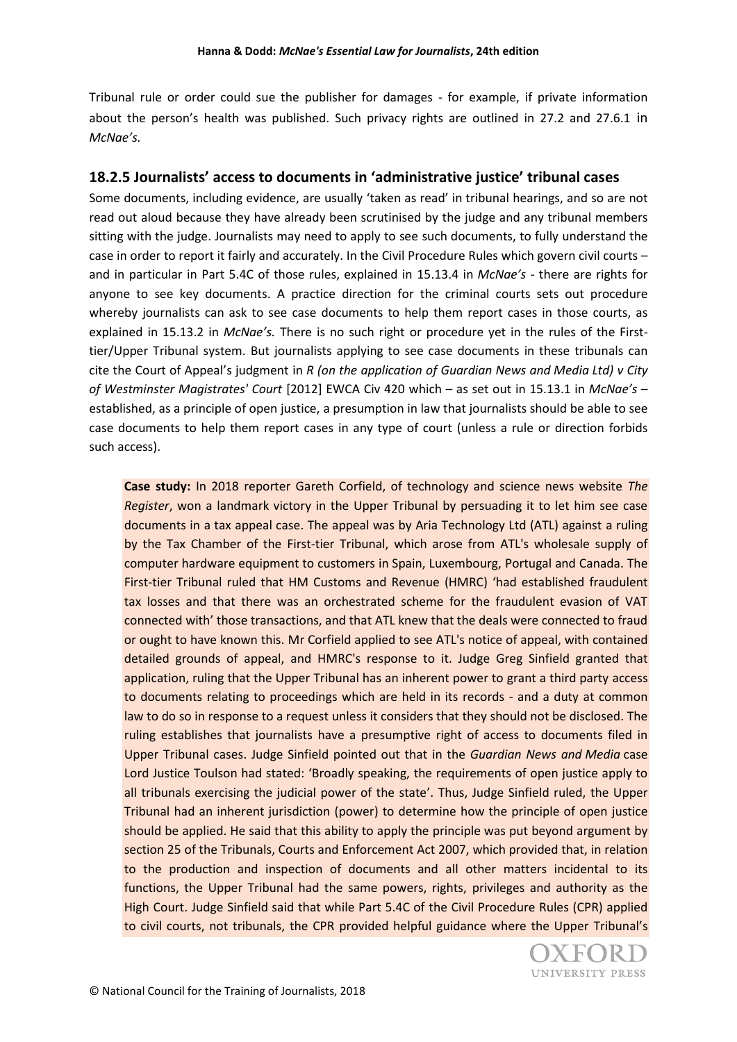Tribunal rule or order could sue the publisher for damages - for example, if private information about the person's health was published. Such privacy rights are outlined in 27.2 and 27.6.1 in *McNae's.*

### 18.2.5 Journalists' access to documents in 'administrative justice' tribunal cases

Some documents, including evidence, are usually 'taken as read' in tribunal hearings, and so are not read out aloud because they have already been scrutinised by the judge and any tribunal members sitting with the judge. Journalists may need to apply to see such documents, to fully understand the case in order to report it fairly and accurately. In the Civil Procedure Rules which govern civil courts – and in particular in Part 5.4C of those rules, explained in 15.13.4 in *McNae's* - there are rights for anyone to see key documents. A practice direction for the criminal courts sets out procedure whereby journalists can ask to see case documents to help them report cases in those courts, as explained in 15.13.2 in *McNae's.* There is no such right or procedure yet in the rules of the First-tier/Upper Tribunal system. But journalists applying to see case documents in these tribunals can cite the Court of Appeal's judgment in *R (on the application of Guardian News and Media Ltd) v City of Westminster Magistrates' Court* [2012] EWCA Civ 420 which – as set out in 15.13.1 in *McNae's* – established, as a principle of open justice, a presumption in law that journalists should be able to see case documents to help them report cases in any type of court (unless a rule or direction forbids such access).

> **Case study:** In 2018 reporter Gareth Corfield, of technology and science news website *The Register*, won a landmark victory in the Upper Tribunal by persuading it to let him see case documents in a tax appeal case. The appeal was by Aria Technology Ltd (ATL) against a ruling by the Tax Chamber of the First-tier Tribunal, which arose from ATL's wholesale supply of computer hardware equipment to customers in Spain, Luxembourg, Portugal and Canada. The First-tier Tribunal ruled that HM Customs and Revenue (HMRC) 'had established fraudulent tax losses and that there was an orchestrated scheme for the fraudulent evasion of VAT connected with' those transactions, and that ATL knew that the deals were connected to fraud or ought to have known this. Mr Corfield applied to see ATL's notice of appeal, with contained detailed grounds of appeal, and HMRC's response to it. Judge Greg Sinfield granted that application, ruling that the Upper Tribunal has an inherent power to grant a third party access to documents relating to proceedings which are held in its records - and a duty at common law to do so in response to a request unless it considers that they should not be disclosed. The ruling establishes that journalists have a presumptive right of access to documents filed in Upper Tribunal cases. Judge Sinfield pointed out that in the *Guardian News and Media* case Lord Justice Toulson had stated: 'Broadly speaking, the requirements of open justice apply to all tribunals exercising the judicial power of the state'. Thus, Judge Sinfield ruled, the Upper Tribunal had an inherent jurisdiction (power) to determine how the principle of open justice should be applied. He said that this ability to apply the principle was put beyond argument by section 25 of the Tribunals, Courts and Enforcement Act 2007, which provided that, in relation to the production and inspection of documents and all other matters incidental to its functions, the Upper Tribunal had the same powers, rights, privileges and authority as the High Court. Judge Sinfield said that while Part 5.4C of the Civil Procedure Rules (CPR) applied to civil courts, not tribunals, the CPR provided helpful guidance where the Upper Tribunal's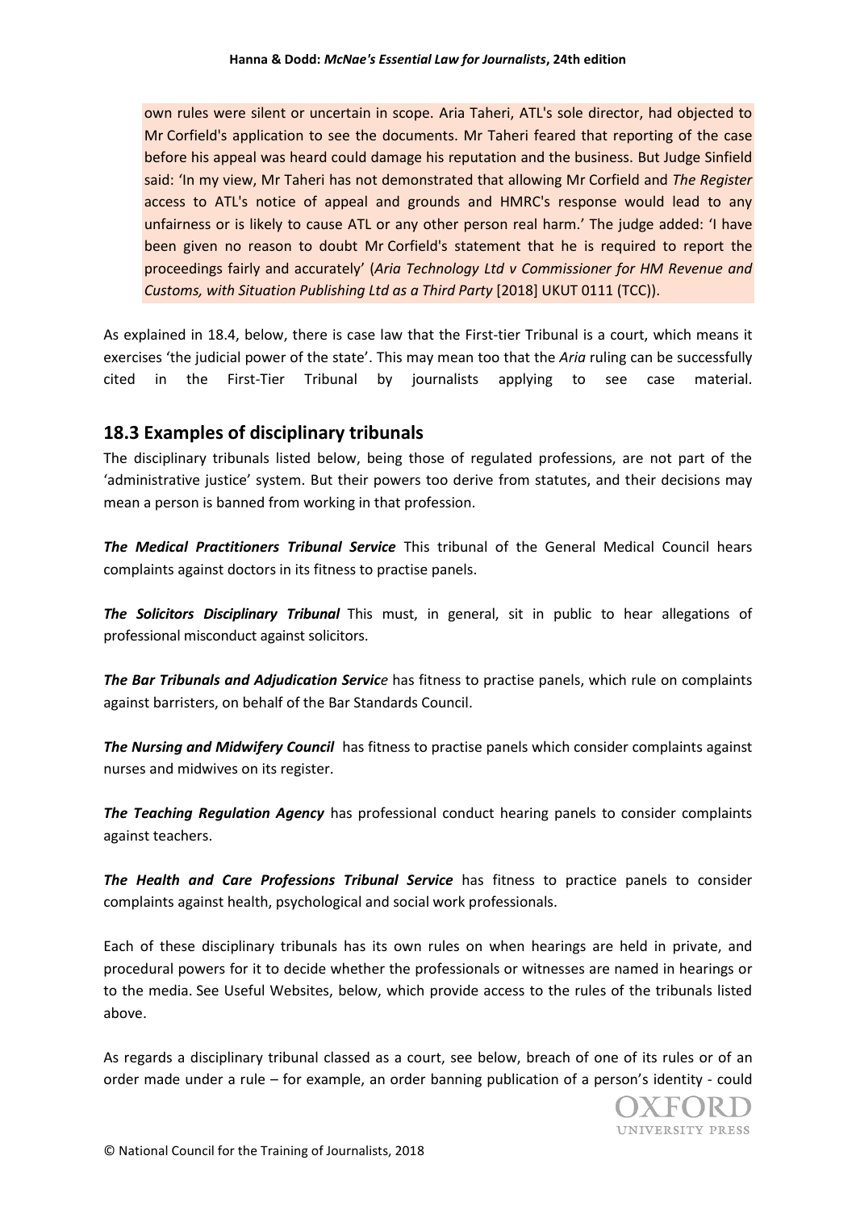own rules were silent or uncertain in scope. Aria Taheri, ATL's sole director, had objected to Mr Corfield's application to see the documents. Mr Taheri feared that reporting of the case before his appeal was heard could damage his reputation and the business. But Judge Sinfield said: 'In my view, Mr Taheri has not demonstrated that allowing Mr Corfield and *The Register* access to ATL's notice of appeal and grounds and HMRC's response would lead to any unfairness or is likely to cause ATL or any other person real harm.' The judge added: 'I have been given no reason to doubt Mr Corfield's statement that he is required to report the proceedings fairly and accurately' (*Aria Technology Ltd v Commissioner for HM Revenue and Customs, with Situation Publishing Ltd as a Third Party* [2018] UKUT 0111 (TCC)).

As explained in 18.4, below, there is case law that the First-tier Tribunal is a court, which means it exercises 'the judicial power of the state'. This may mean too that the *Aria* ruling can be successfully cited in the First-Tier Tribunal by journalists applying to see case material.

## 18.3 Examples of disciplinary tribunals

The disciplinary tribunals listed below, being those of regulated professions, are not part of the 'administrative justice' system. But their powers too derive from statutes, and their decisions may mean a person is banned from working in that profession.

***The Medical Practitioners Tribunal Service*** This tribunal of the General Medical Council hears complaints against doctors in its fitness to practise panels.

***The Solicitors Disciplinary Tribunal*** This must, in general, sit in public to hear allegations of professional misconduct against solicitors.

***The Bar Tribunals and Adjudication Service*** has fitness to practise panels, which rule on complaints against barristers, on behalf of the Bar Standards Council.

***The Nursing and Midwifery Council*** has fitness to practise panels which consider complaints against nurses and midwives on its register.

***The Teaching Regulation Agency*** has professional conduct hearing panels to consider complaints against teachers.

***The Health and Care Professions Tribunal Service*** has fitness to practice panels to consider complaints against health, psychological and social work professionals.

Each of these disciplinary tribunals has its own rules on when hearings are held in private, and procedural powers for it to decide whether the professionals or witnesses are named in hearings or to the media. See Useful Websites, below, which provide access to the rules of the tribunals listed above.

As regards a disciplinary tribunal classed as a court, see below, breach of one of its rules or of an order made under a rule – for example, an order banning publication of a person's identity - could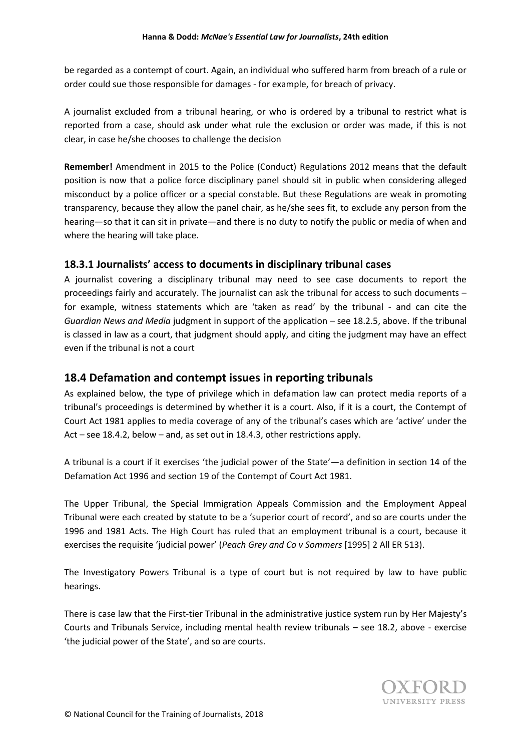be regarded as a contempt of court. Again, an individual who suffered harm from breach of a rule or order could sue those responsible for damages - for example, for breach of privacy.

A journalist excluded from a tribunal hearing, or who is ordered by a tribunal to restrict what is reported from a case, should ask under what rule the exclusion or order was made, if this is not clear, in case he/she chooses to challenge the decision

**Remember!** Amendment in 2015 to the Police (Conduct) Regulations 2012 means that the default position is now that a police force disciplinary panel should sit in public when considering alleged misconduct by a police officer or a special constable. But these Regulations are weak in promoting transparency, because they allow the panel chair, as he/she sees fit, to exclude any person from the hearing—so that it can sit in private—and there is no duty to notify the public or media of when and where the hearing will take place.

### 18.3.1 Journalists' access to documents in disciplinary tribunal cases

A journalist covering a disciplinary tribunal may need to see case documents to report the proceedings fairly and accurately. The journalist can ask the tribunal for access to such documents – for example, witness statements which are 'taken as read' by the tribunal - and can cite the *Guardian News and Media* judgment in support of the application – see 18.2.5, above. If the tribunal is classed in law as a court, that judgment should apply, and citing the judgment may have an effect even if the tribunal is not a court

## 18.4 Defamation and contempt issues in reporting tribunals

As explained below, the type of privilege which in defamation law can protect media reports of a tribunal's proceedings is determined by whether it is a court. Also, if it is a court, the Contempt of Court Act 1981 applies to media coverage of any of the tribunal's cases which are 'active' under the Act – see 18.4.2, below – and, as set out in 18.4.3, other restrictions apply.

A tribunal is a court if it exercises 'the judicial power of the State'—a definition in section 14 of the Defamation Act 1996 and section 19 of the Contempt of Court Act 1981.

The Upper Tribunal, the Special Immigration Appeals Commission and the Employment Appeal Tribunal were each created by statute to be a 'superior court of record', and so are courts under the 1996 and 1981 Acts. The High Court has ruled that an employment tribunal is a court, because it exercises the requisite 'judicial power' (*Peach Grey and Co v Sommers* [1995] 2 All ER 513).

The Investigatory Powers Tribunal is a type of court but is not required by law to have public hearings.

There is case law that the First-tier Tribunal in the administrative justice system run by Her Majesty's Courts and Tribunals Service, including mental health review tribunals – see 18.2, above - exercise 'the judicial power of the State', and so are courts.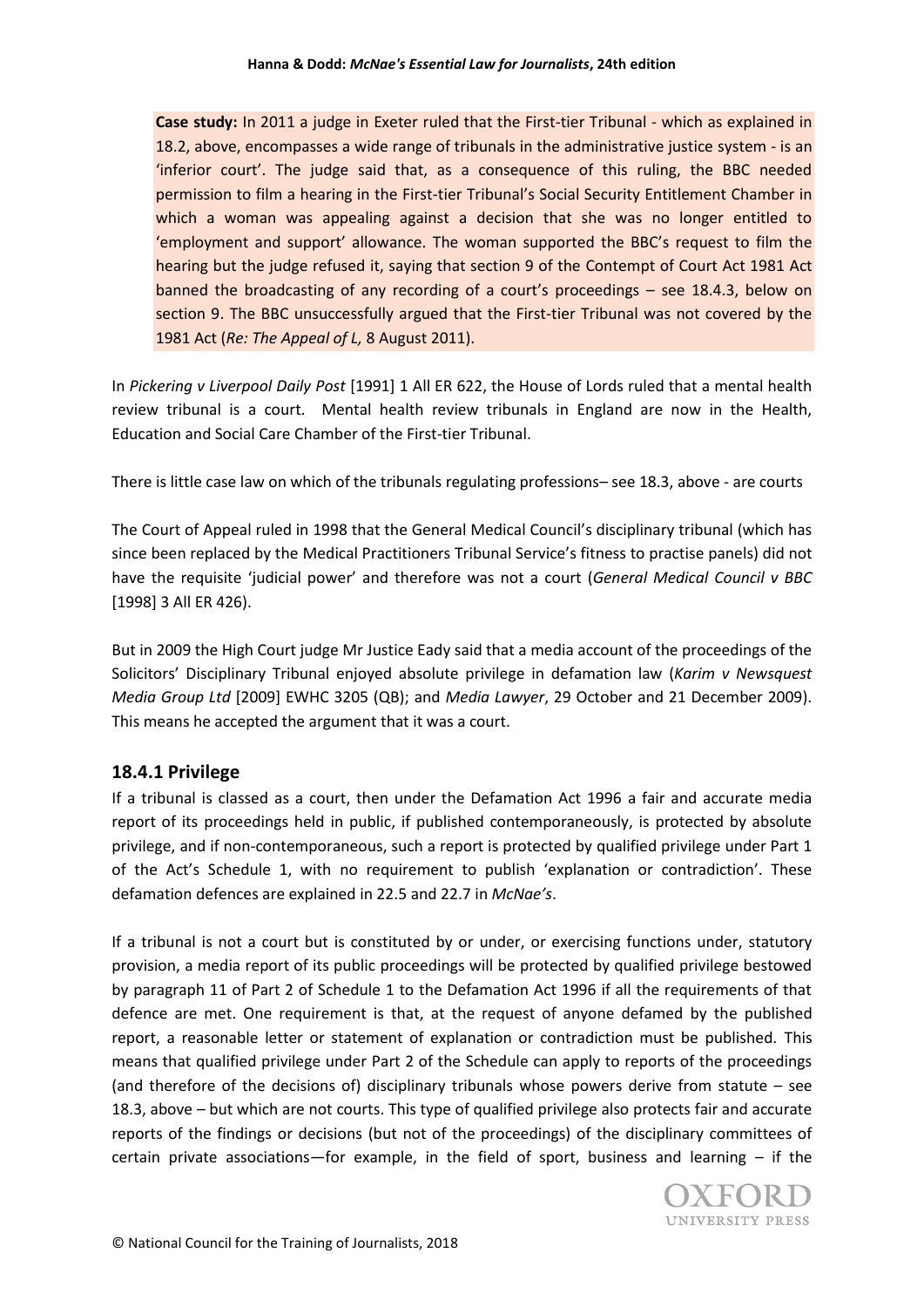**Case study:** In 2011 a judge in Exeter ruled that the First-tier Tribunal - which as explained in 18.2, above, encompasses a wide range of tribunals in the administrative justice system - is an 'inferior court'. The judge said that, as a consequence of this ruling, the BBC needed permission to film a hearing in the First-tier Tribunal's Social Security Entitlement Chamber in which a woman was appealing against a decision that she was no longer entitled to 'employment and support' allowance. The woman supported the BBC's request to film the hearing but the judge refused it, saying that section 9 of the Contempt of Court Act 1981 Act banned the broadcasting of any recording of a court's proceedings – see 18.4.3, below on section 9. The BBC unsuccessfully argued that the First-tier Tribunal was not covered by the 1981 Act (*Re: The Appeal of L,* 8 August 2011).

In *Pickering v Liverpool Daily Post* [1991] 1 All ER 622, the House of Lords ruled that a mental health review tribunal is a court. Mental health review tribunals in England are now in the Health, Education and Social Care Chamber of the First-tier Tribunal.

There is little case law on which of the tribunals regulating professions– see 18.3, above - are courts

The Court of Appeal ruled in 1998 that the General Medical Council's disciplinary tribunal (which has since been replaced by the Medical Practitioners Tribunal Service's fitness to practise panels) did not have the requisite 'judicial power' and therefore was not a court (*General Medical Council v BBC* [1998] 3 All ER 426).

But in 2009 the High Court judge Mr Justice Eady said that a media account of the proceedings of the Solicitors' Disciplinary Tribunal enjoyed absolute privilege in defamation law (*Karim v Newsquest Media Group Ltd* [2009] EWHC 3205 (QB); and *Media Lawyer*, 29 October and 21 December 2009). This means he accepted the argument that it was a court.

## 18.4.1 Privilege

If a tribunal is classed as a court, then under the Defamation Act 1996 a fair and accurate media report of its proceedings held in public, if published contemporaneously, is protected by absolute privilege, and if non-contemporaneous, such a report is protected by qualified privilege under Part 1 of the Act's Schedule 1, with no requirement to publish 'explanation or contradiction'. These defamation defences are explained in 22.5 and 22.7 in *McNae's*.

If a tribunal is not a court but is constituted by or under, or exercising functions under, statutory provision, a media report of its public proceedings will be protected by qualified privilege bestowed by paragraph 11 of Part 2 of Schedule 1 to the Defamation Act 1996 if all the requirements of that defence are met. One requirement is that, at the request of anyone defamed by the published report, a reasonable letter or statement of explanation or contradiction must be published. This means that qualified privilege under Part 2 of the Schedule can apply to reports of the proceedings (and therefore of the decisions of) disciplinary tribunals whose powers derive from statute – see 18.3, above – but which are not courts. This type of qualified privilege also protects fair and accurate reports of the findings or decisions (but not of the proceedings) of the disciplinary committees of certain private associations—for example, in the field of sport, business and learning – if the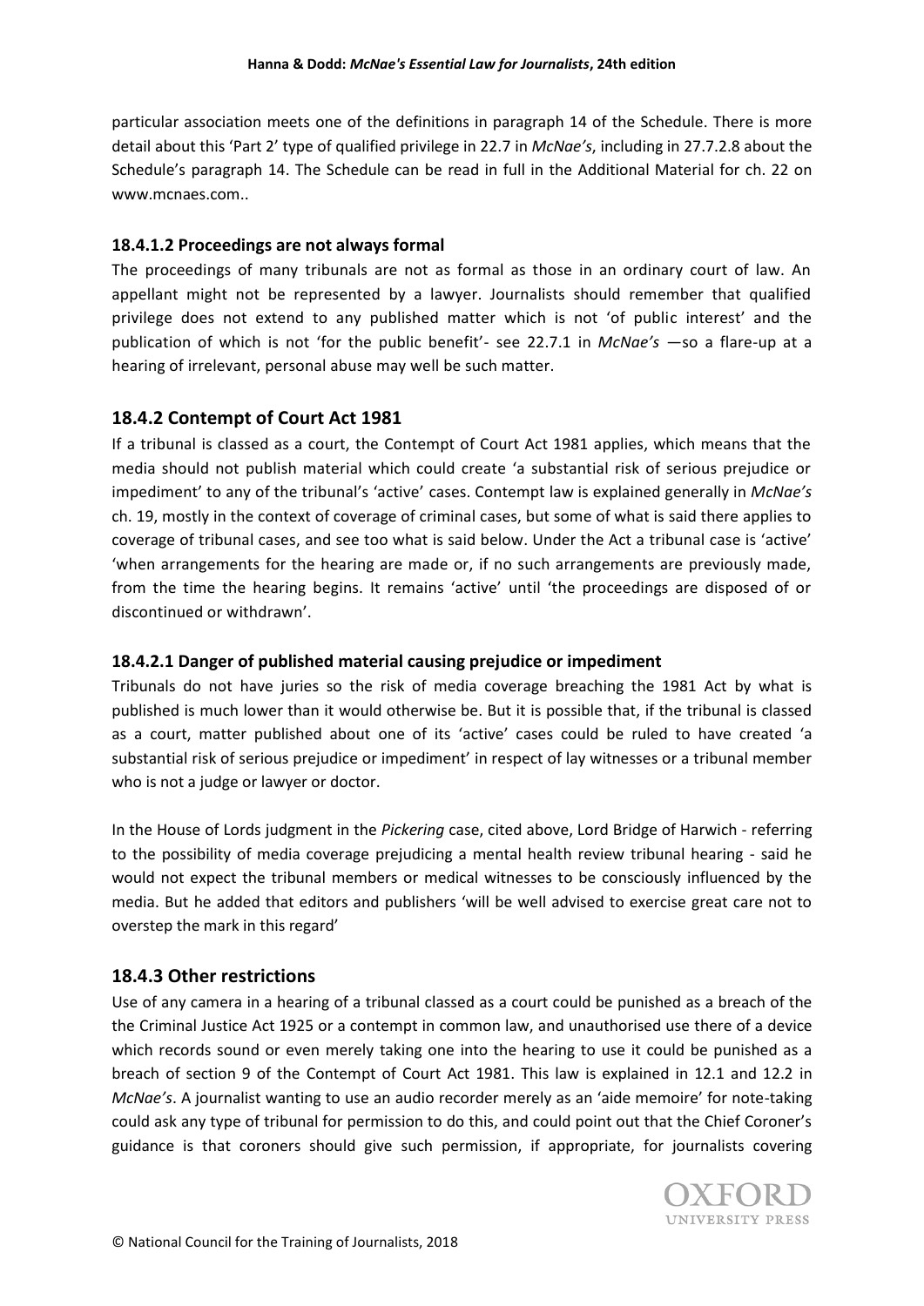particular association meets one of the definitions in paragraph 14 of the Schedule. There is more detail about this 'Part 2' type of qualified privilege in 22.7 in *McNae's*, including in 27.7.2.8 about the Schedule's paragraph 14. The Schedule can be read in full in the Additional Material for ch. 22 on www.mcnaes.com..

### 18.4.1.2 Proceedings are not always formal

The proceedings of many tribunals are not as formal as those in an ordinary court of law. An appellant might not be represented by a lawyer. Journalists should remember that qualified privilege does not extend to any published matter which is not 'of public interest' and the publication of which is not 'for the public benefit'- see 22.7.1 in *McNae's* —so a flare-up at a hearing of irrelevant, personal abuse may well be such matter.

## 18.4.2 Contempt of Court Act 1981

If a tribunal is classed as a court, the Contempt of Court Act 1981 applies, which means that the media should not publish material which could create 'a substantial risk of serious prejudice or impediment' to any of the tribunal's 'active' cases. Contempt law is explained generally in *McNae's* ch. 19, mostly in the context of coverage of criminal cases, but some of what is said there applies to coverage of tribunal cases, and see too what is said below. Under the Act a tribunal case is 'active' 'when arrangements for the hearing are made or, if no such arrangements are previously made, from the time the hearing begins. It remains 'active' until 'the proceedings are disposed of or discontinued or withdrawn'.

### 18.4.2.1 Danger of published material causing prejudice or impediment

Tribunals do not have juries so the risk of media coverage breaching the 1981 Act by what is published is much lower than it would otherwise be. But it is possible that, if the tribunal is classed as a court, matter published about one of its 'active' cases could be ruled to have created 'a substantial risk of serious prejudice or impediment' in respect of lay witnesses or a tribunal member who is not a judge or lawyer or doctor.

In the House of Lords judgment in the *Pickering* case, cited above, Lord Bridge of Harwich - referring to the possibility of media coverage prejudicing a mental health review tribunal hearing - said he would not expect the tribunal members or medical witnesses to be consciously influenced by the media. But he added that editors and publishers 'will be well advised to exercise great care not to overstep the mark in this regard'

## 18.4.3 Other restrictions

Use of any camera in a hearing of a tribunal classed as a court could be punished as a breach of the the Criminal Justice Act 1925 or a contempt in common law, and unauthorised use there of a device which records sound or even merely taking one into the hearing to use it could be punished as a breach of section 9 of the Contempt of Court Act 1981. This law is explained in 12.1 and 12.2 in *McNae's*. A journalist wanting to use an audio recorder merely as an 'aide memoire' for note-taking could ask any type of tribunal for permission to do this, and could point out that the Chief Coroner's guidance is that coroners should give such permission, if appropriate, for journalists covering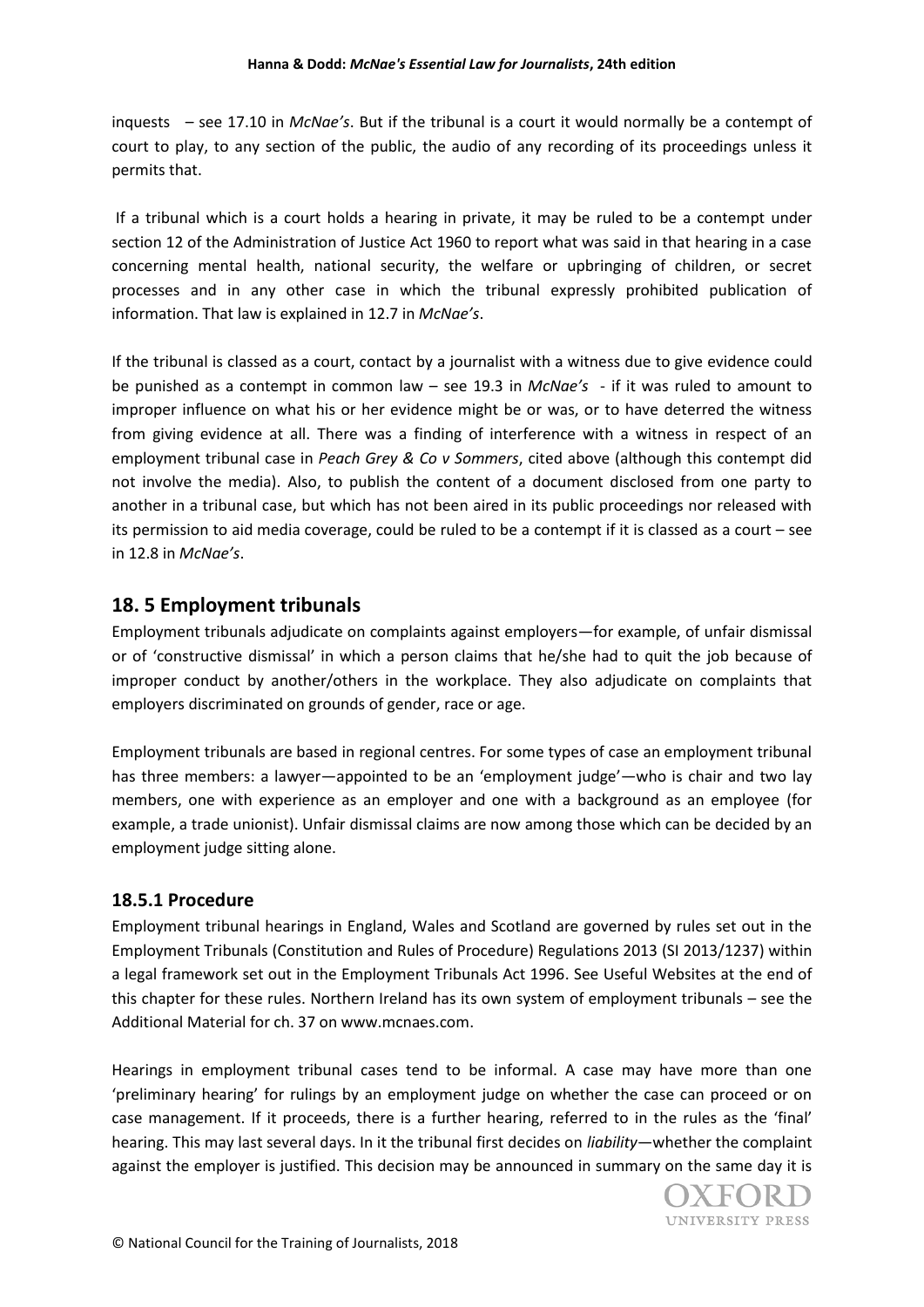inquests – see 17.10 in *McNae's*. But if the tribunal is a court it would normally be a contempt of court to play, to any section of the public, the audio of any recording of its proceedings unless it permits that.

If a tribunal which is a court holds a hearing in private, it may be ruled to be a contempt under section 12 of the Administration of Justice Act 1960 to report what was said in that hearing in a case concerning mental health, national security, the welfare or upbringing of children, or secret processes and in any other case in which the tribunal expressly prohibited publication of information. That law is explained in 12.7 in *McNae's*.

If the tribunal is classed as a court, contact by a journalist with a witness due to give evidence could be punished as a contempt in common law – see 19.3 in *McNae's* - if it was ruled to amount to improper influence on what his or her evidence might be or was, or to have deterred the witness from giving evidence at all. There was a finding of interference with a witness in respect of an employment tribunal case in *Peach Grey & Co v Sommers*, cited above (although this contempt did not involve the media). Also, to publish the content of a document disclosed from one party to another in a tribunal case, but which has not been aired in its public proceedings nor released with its permission to aid media coverage, could be ruled to be a contempt if it is classed as a court – see in 12.8 in *McNae's*.

## 18. 5 Employment tribunals

Employment tribunals adjudicate on complaints against employers—for example, of unfair dismissal or of 'constructive dismissal' in which a person claims that he/she had to quit the job because of improper conduct by another/others in the workplace. They also adjudicate on complaints that employers discriminated on grounds of gender, race or age.

Employment tribunals are based in regional centres. For some types of case an employment tribunal has three members: a lawyer—appointed to be an 'employment judge'—who is chair and two lay members, one with experience as an employer and one with a background as an employee (for example, a trade unionist). Unfair dismissal claims are now among those which can be decided by an employment judge sitting alone.

### 18.5.1 Procedure

Employment tribunal hearings in England, Wales and Scotland are governed by rules set out in the Employment Tribunals (Constitution and Rules of Procedure) Regulations 2013 (SI 2013/1237) within a legal framework set out in the Employment Tribunals Act 1996. See Useful Websites at the end of this chapter for these rules. Northern Ireland has its own system of employment tribunals – see the Additional Material for ch. 37 on www.mcnaes.com.

Hearings in employment tribunal cases tend to be informal. A case may have more than one 'preliminary hearing' for rulings by an employment judge on whether the case can proceed or on case management. If it proceeds, there is a further hearing, referred to in the rules as the 'final' hearing. This may last several days. In it the tribunal first decides on *liability*—whether the complaint against the employer is justified. This decision may be announced in summary on the same day it is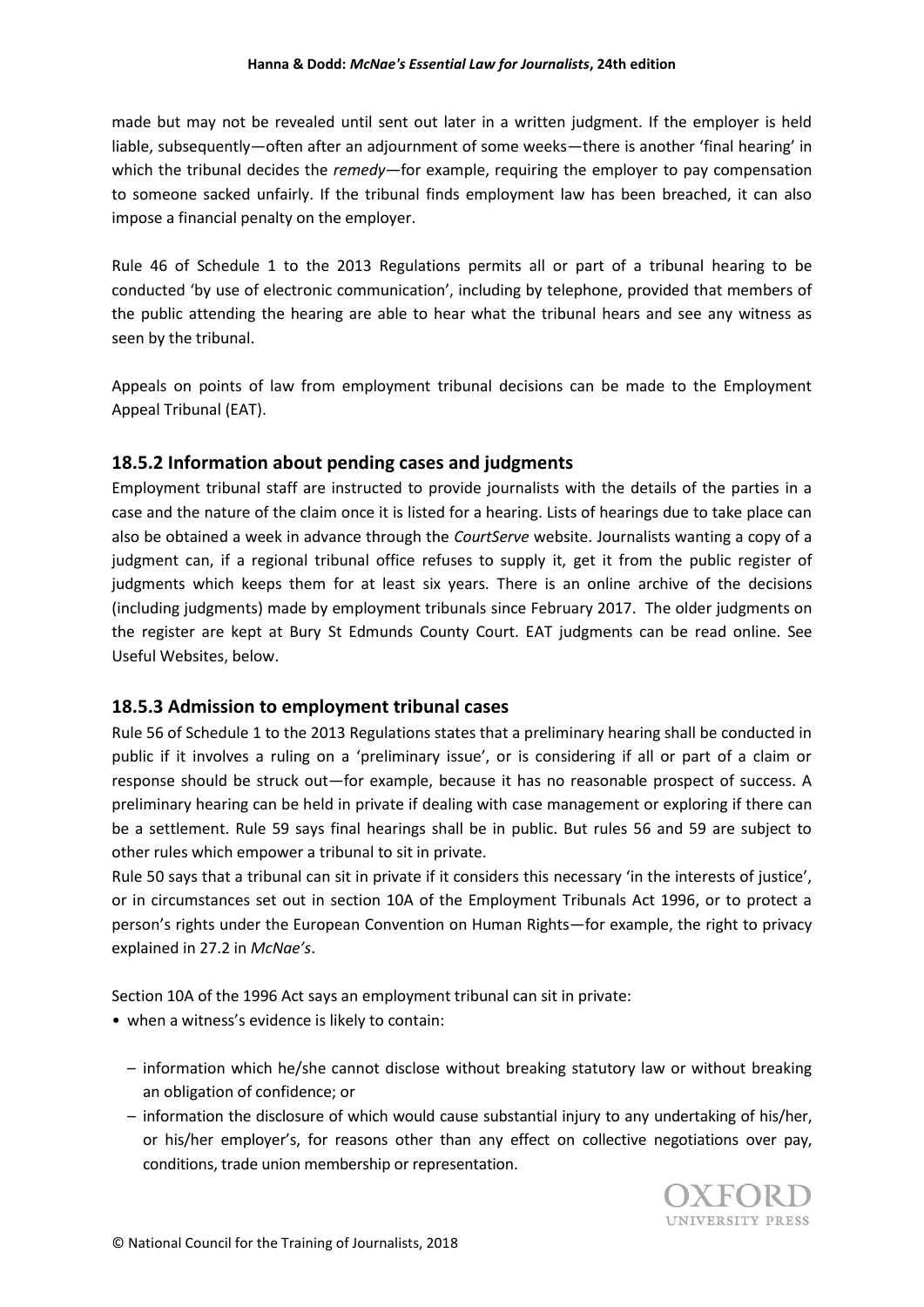made but may not be revealed until sent out later in a written judgment. If the employer is held liable, subsequently—often after an adjournment of some weeks—there is another 'final hearing' in which the tribunal decides the *remedy*—for example, requiring the employer to pay compensation to someone sacked unfairly. If the tribunal finds employment law has been breached, it can also impose a financial penalty on the employer.

Rule 46 of Schedule 1 to the 2013 Regulations permits all or part of a tribunal hearing to be conducted 'by use of electronic communication', including by telephone, provided that members of the public attending the hearing are able to hear what the tribunal hears and see any witness as seen by the tribunal.

Appeals on points of law from employment tribunal decisions can be made to the Employment Appeal Tribunal (EAT).

### 18.5.2 Information about pending cases and judgments

Employment tribunal staff are instructed to provide journalists with the details of the parties in a case and the nature of the claim once it is listed for a hearing. Lists of hearings due to take place can also be obtained a week in advance through the *CourtServe* website. Journalists wanting a copy of a judgment can, if a regional tribunal office refuses to supply it, get it from the public register of judgments which keeps them for at least six years. There is an online archive of the decisions (including judgments) made by employment tribunals since February 2017. The older judgments on the register are kept at Bury St Edmunds County Court. EAT judgments can be read online. See Useful Websites, below.

### 18.5.3 Admission to employment tribunal cases

Rule 56 of Schedule 1 to the 2013 Regulations states that a preliminary hearing shall be conducted in public if it involves a ruling on a 'preliminary issue', or is considering if all or part of a claim or response should be struck out—for example, because it has no reasonable prospect of success. A preliminary hearing can be held in private if dealing with case management or exploring if there can be a settlement. Rule 59 says final hearings shall be in public. But rules 56 and 59 are subject to other rules which empower a tribunal to sit in private.

Rule 50 says that a tribunal can sit in private if it considers this necessary 'in the interests of justice', or in circumstances set out in section 10A of the Employment Tribunals Act 1996, or to protect a person's rights under the European Convention on Human Rights—for example, the right to privacy explained in 27.2 in *McNae's*.

Section 10A of the 1996 Act says an employment tribunal can sit in private:

- when a witness's evidence is likely to contain:
  - information which he/she cannot disclose without breaking statutory law or without breaking an obligation of confidence; or
  - information the disclosure of which would cause substantial injury to any undertaking of his/her, or his/her employer's, for reasons other than any effect on collective negotiations over pay, conditions, trade union membership or representation.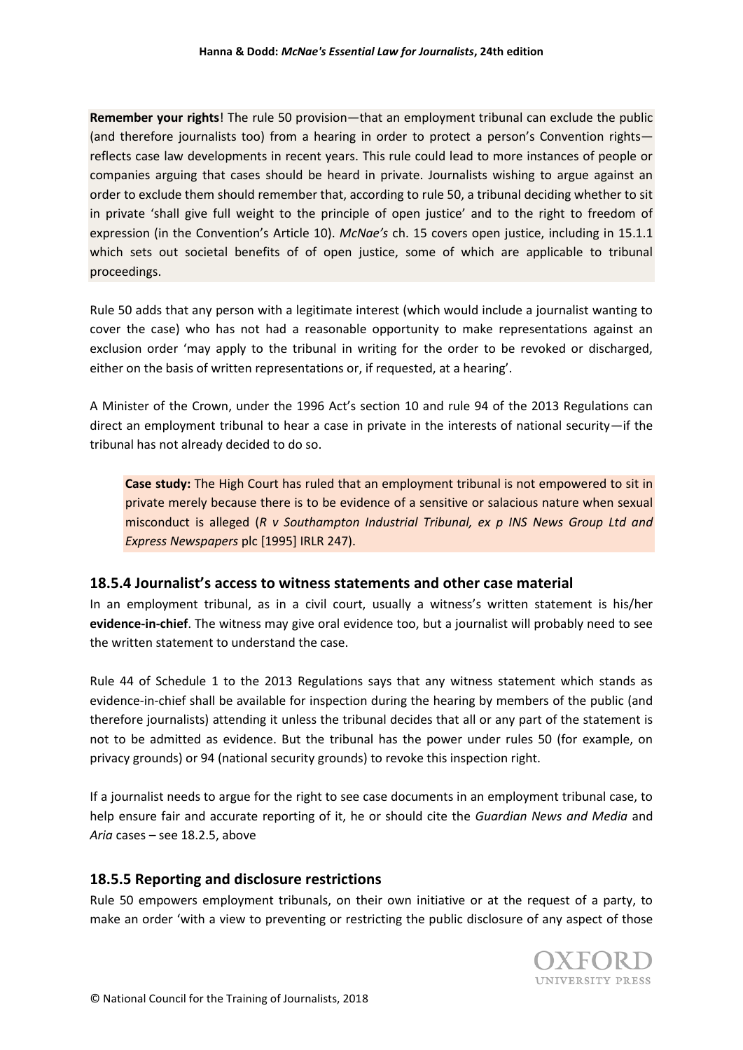**Remember your rights**! The rule 50 provision—that an employment tribunal can exclude the public (and therefore journalists too) from a hearing in order to protect a person's Convention rights—reflects case law developments in recent years. This rule could lead to more instances of people or companies arguing that cases should be heard in private. Journalists wishing to argue against an order to exclude them should remember that, according to rule 50, a tribunal deciding whether to sit in private 'shall give full weight to the principle of open justice' and to the right to freedom of expression (in the Convention's Article 10). *McNae's* ch. 15 covers open justice, including in 15.1.1 which sets out societal benefits of of open justice, some of which are applicable to tribunal proceedings.

Rule 50 adds that any person with a legitimate interest (which would include a journalist wanting to cover the case) who has not had a reasonable opportunity to make representations against an exclusion order 'may apply to the tribunal in writing for the order to be revoked or discharged, either on the basis of written representations or, if requested, at a hearing'.

A Minister of the Crown, under the 1996 Act's section 10 and rule 94 of the 2013 Regulations can direct an employment tribunal to hear a case in private in the interests of national security—if the tribunal has not already decided to do so.

> **Case study:** The High Court has ruled that an employment tribunal is not empowered to sit in private merely because there is to be evidence of a sensitive or salacious nature when sexual misconduct is alleged (*R v Southampton Industrial Tribunal, ex p INS News Group Ltd and Express Newspapers* plc [1995] IRLR 247).

### 18.5.4 Journalist's access to witness statements and other case material

In an employment tribunal, as in a civil court, usually a witness's written statement is his/her **evidence-in-chief**. The witness may give oral evidence too, but a journalist will probably need to see the written statement to understand the case.

Rule 44 of Schedule 1 to the 2013 Regulations says that any witness statement which stands as evidence-in-chief shall be available for inspection during the hearing by members of the public (and therefore journalists) attending it unless the tribunal decides that all or any part of the statement is not to be admitted as evidence. But the tribunal has the power under rules 50 (for example, on privacy grounds) or 94 (national security grounds) to revoke this inspection right.

If a journalist needs to argue for the right to see case documents in an employment tribunal case, to help ensure fair and accurate reporting of it, he or should cite the *Guardian News and Media* and *Aria* cases – see 18.2.5, above

### 18.5.5 Reporting and disclosure restrictions

Rule 50 empowers employment tribunals, on their own initiative or at the request of a party, to make an order 'with a view to preventing or restricting the public disclosure of any aspect of those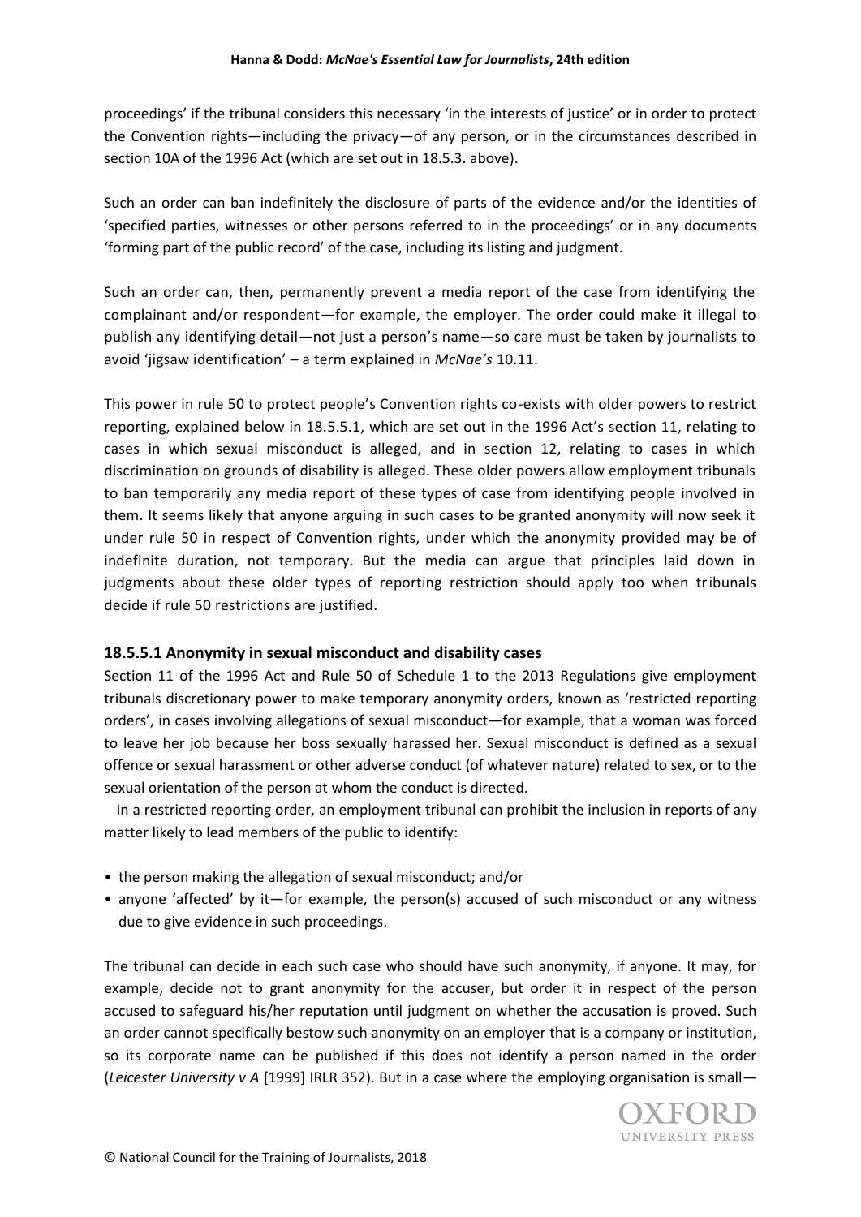proceedings' if the tribunal considers this necessary 'in the interests of justice' or in order to protect the Convention rights—including the privacy—of any person, or in the circumstances described in section 10A of the 1996 Act (which are set out in 18.5.3. above).

Such an order can ban indefinitely the disclosure of parts of the evidence and/or the identities of 'specified parties, witnesses or other persons referred to in the proceedings' or in any documents 'forming part of the public record' of the case, including its listing and judgment.

Such an order can, then, permanently prevent a media report of the case from identifying the complainant and/or respondent—for example, the employer. The order could make it illegal to publish any identifying detail—not just a person's name—so care must be taken by journalists to avoid 'jigsaw identification' – a term explained in *McNae's* 10.11.

This power in rule 50 to protect people's Convention rights co-exists with older powers to restrict reporting, explained below in 18.5.5.1, which are set out in the 1996 Act's section 11, relating to cases in which sexual misconduct is alleged, and in section 12, relating to cases in which discrimination on grounds of disability is alleged. These older powers allow employment tribunals to ban temporarily any media report of these types of case from identifying people involved in them. It seems likely that anyone arguing in such cases to be granted anonymity will now seek it under rule 50 in respect of Convention rights, under which the anonymity provided may be of indefinite duration, not temporary. But the media can argue that principles laid down in judgments about these older types of reporting restriction should apply too when tribunals decide if rule 50 restrictions are justified.

### 18.5.5.1 Anonymity in sexual misconduct and disability cases

Section 11 of the 1996 Act and Rule 50 of Schedule 1 to the 2013 Regulations give employment tribunals discretionary power to make temporary anonymity orders, known as 'restricted reporting orders', in cases involving allegations of sexual misconduct—for example, that a woman was forced to leave her job because her boss sexually harassed her. Sexual misconduct is defined as a sexual offence or sexual harassment or other adverse conduct (of whatever nature) related to sex, or to the sexual orientation of the person at whom the conduct is directed.

In a restricted reporting order, an employment tribunal can prohibit the inclusion in reports of any matter likely to lead members of the public to identify:

- the person making the allegation of sexual misconduct; and/or
- anyone 'affected' by it—for example, the person(s) accused of such misconduct or any witness due to give evidence in such proceedings.

The tribunal can decide in each such case who should have such anonymity, if anyone. It may, for example, decide not to grant anonymity for the accuser, but order it in respect of the person accused to safeguard his/her reputation until judgment on whether the accusation is proved. Such an order cannot specifically bestow such anonymity on an employer that is a company or institution, so its corporate name can be published if this does not identify a person named in the order (*Leicester University v A* [1999] IRLR 352). But in a case where the employing organisation is small—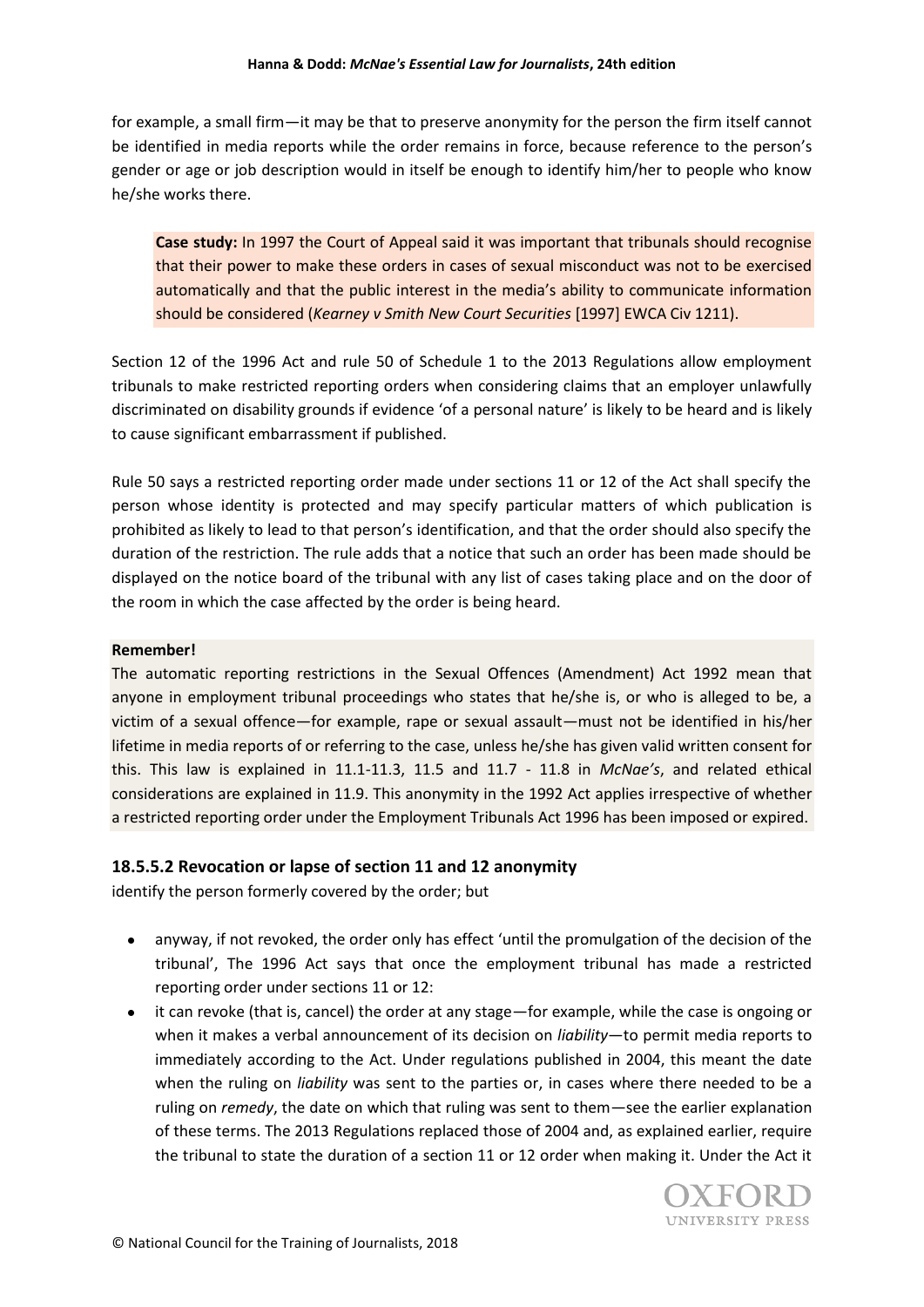for example, a small firm—it may be that to preserve anonymity for the person the firm itself cannot be identified in media reports while the order remains in force, because reference to the person's gender or age or job description would in itself be enough to identify him/her to people who know he/she works there.

> **Case study:** In 1997 the Court of Appeal said it was important that tribunals should recognise that their power to make these orders in cases of sexual misconduct was not to be exercised automatically and that the public interest in the media's ability to communicate information should be considered (*Kearney v Smith New Court Securities* [1997] EWCA Civ 1211).

Section 12 of the 1996 Act and rule 50 of Schedule 1 to the 2013 Regulations allow employment tribunals to make restricted reporting orders when considering claims that an employer unlawfully discriminated on disability grounds if evidence 'of a personal nature' is likely to be heard and is likely to cause significant embarrassment if published.

Rule 50 says a restricted reporting order made under sections 11 or 12 of the Act shall specify the person whose identity is protected and may specify particular matters of which publication is prohibited as likely to lead to that person's identification, and that the order should also specify the duration of the restriction. The rule adds that a notice that such an order has been made should be displayed on the notice board of the tribunal with any list of cases taking place and on the door of the room in which the case affected by the order is being heard.

**Remember!**

The automatic reporting restrictions in the Sexual Offences (Amendment) Act 1992 mean that anyone in employment tribunal proceedings who states that he/she is, or who is alleged to be, a victim of a sexual offence—for example, rape or sexual assault—must not be identified in his/her lifetime in media reports of or referring to the case, unless he/she has given valid written consent for this. This law is explained in 11.1-11.3, 11.5 and 11.7 - 11.8 in *McNae's*, and related ethical considerations are explained in 11.9. This anonymity in the 1992 Act applies irrespective of whether a restricted reporting order under the Employment Tribunals Act 1996 has been imposed or expired.

### 18.5.5.2 Revocation or lapse of section 11 and 12 anonymity

identify the person formerly covered by the order; but

- anyway, if not revoked, the order only has effect 'until the promulgation of the decision of the tribunal', The 1996 Act says that once the employment tribunal has made a restricted reporting order under sections 11 or 12:
- it can revoke (that is, cancel) the order at any stage—for example, while the case is ongoing or when it makes a verbal announcement of its decision on *liability*—to permit media reports to immediately according to the Act. Under regulations published in 2004, this meant the date when the ruling on *liability* was sent to the parties or, in cases where there needed to be a ruling on *remedy*, the date on which that ruling was sent to them—see the earlier explanation of these terms. The 2013 Regulations replaced those of 2004 and, as explained earlier, require the tribunal to state the duration of a section 11 or 12 order when making it. Under the Act it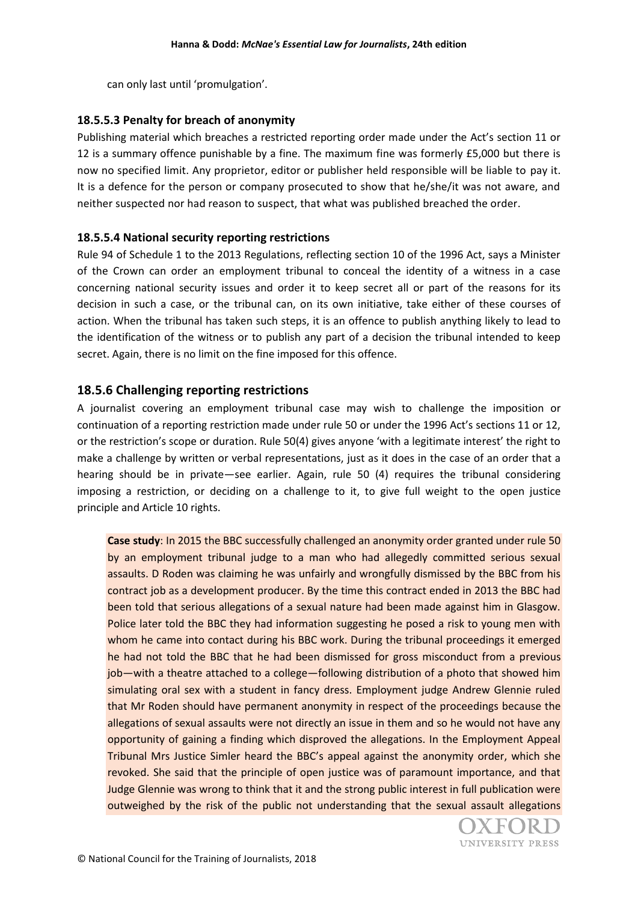can only last until 'promulgation'.

### 18.5.5.3 Penalty for breach of anonymity

Publishing material which breaches a restricted reporting order made under the Act's section 11 or 12 is a summary offence punishable by a fine. The maximum fine was formerly £5,000 but there is now no specified limit. Any proprietor, editor or publisher held responsible will be liable to pay it. It is a defence for the person or company prosecuted to show that he/she/it was not aware, and neither suspected nor had reason to suspect, that what was published breached the order.

### 18.5.5.4 National security reporting restrictions

Rule 94 of Schedule 1 to the 2013 Regulations, reflecting section 10 of the 1996 Act, says a Minister of the Crown can order an employment tribunal to conceal the identity of a witness in a case concerning national security issues and order it to keep secret all or part of the reasons for its decision in such a case, or the tribunal can, on its own initiative, take either of these courses of action. When the tribunal has taken such steps, it is an offence to publish anything likely to lead to the identification of the witness or to publish any part of a decision the tribunal intended to keep secret. Again, there is no limit on the fine imposed for this offence.

## 18.5.6 Challenging reporting restrictions

A journalist covering an employment tribunal case may wish to challenge the imposition or continuation of a reporting restriction made under rule 50 or under the 1996 Act's sections 11 or 12, or the restriction's scope or duration. Rule 50(4) gives anyone 'with a legitimate interest' the right to make a challenge by written or verbal representations, just as it does in the case of an order that a hearing should be in private—see earlier. Again, rule 50 (4) requires the tribunal considering imposing a restriction, or deciding on a challenge to it, to give full weight to the open justice principle and Article 10 rights.

> **Case study**: In 2015 the BBC successfully challenged an anonymity order granted under rule 50 by an employment tribunal judge to a man who had allegedly committed serious sexual assaults. D Roden was claiming he was unfairly and wrongfully dismissed by the BBC from his contract job as a development producer. By the time this contract ended in 2013 the BBC had been told that serious allegations of a sexual nature had been made against him in Glasgow. Police later told the BBC they had information suggesting he posed a risk to young men with whom he came into contact during his BBC work. During the tribunal proceedings it emerged he had not told the BBC that he had been dismissed for gross misconduct from a previous job—with a theatre attached to a college—following distribution of a photo that showed him simulating oral sex with a student in fancy dress. Employment judge Andrew Glennie ruled that Mr Roden should have permanent anonymity in respect of the proceedings because the allegations of sexual assaults were not directly an issue in them and so he would not have any opportunity of gaining a finding which disproved the allegations. In the Employment Appeal Tribunal Mrs Justice Simler heard the BBC's appeal against the anonymity order, which she revoked. She said that the principle of open justice was of paramount importance, and that Judge Glennie was wrong to think that it and the strong public interest in full publication were outweighed by the risk of the public not understanding that the sexual assault allegations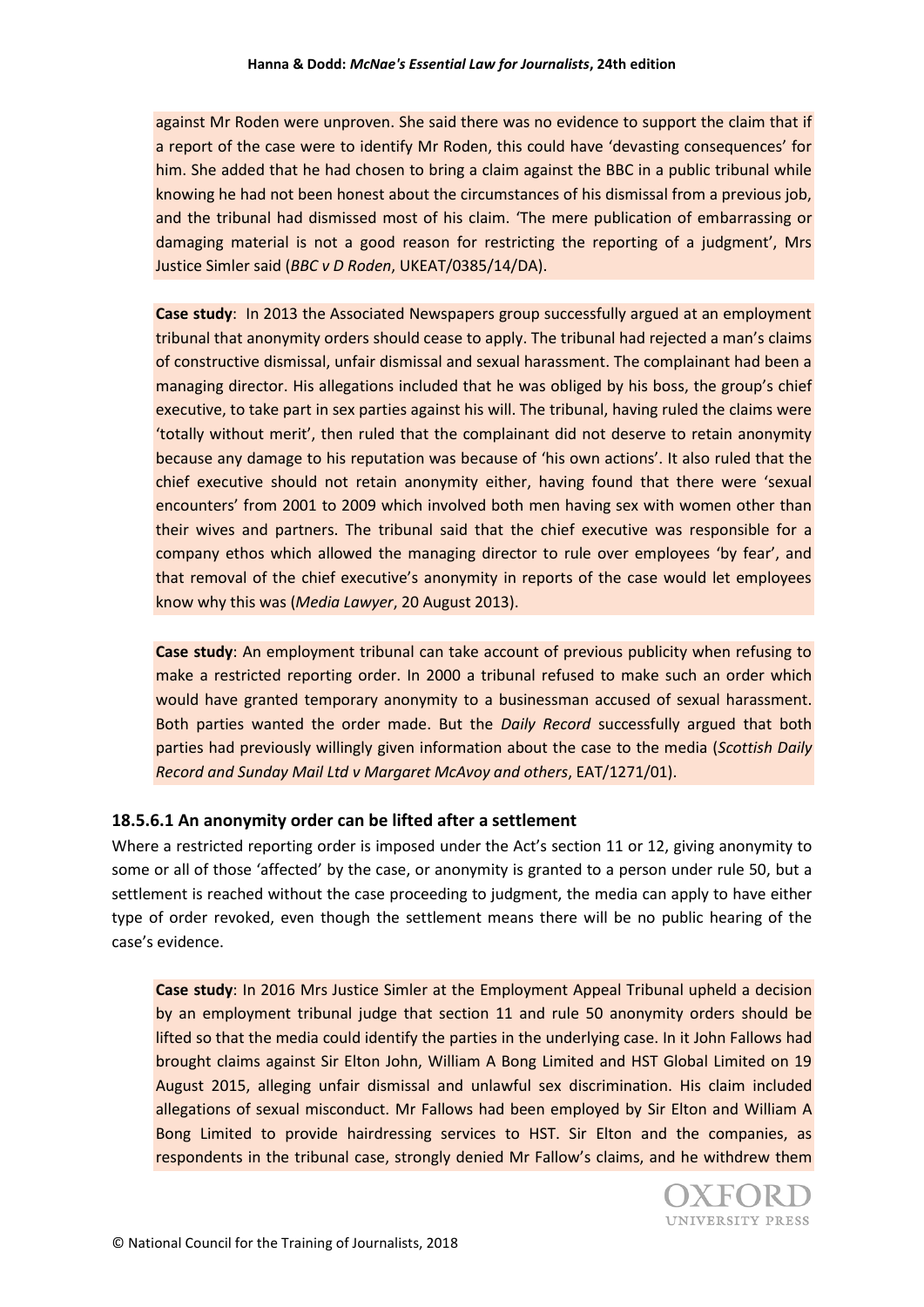against Mr Roden were unproven. She said there was no evidence to support the claim that if a report of the case were to identify Mr Roden, this could have 'devasting consequences' for him. She added that he had chosen to bring a claim against the BBC in a public tribunal while knowing he had not been honest about the circumstances of his dismissal from a previous job, and the tribunal had dismissed most of his claim. 'The mere publication of embarrassing or damaging material is not a good reason for restricting the reporting of a judgment', Mrs Justice Simler said (*BBC v D Roden*, UKEAT/0385/14/DA).

**Case study**: In 2013 the Associated Newspapers group successfully argued at an employment tribunal that anonymity orders should cease to apply. The tribunal had rejected a man's claims of constructive dismissal, unfair dismissal and sexual harassment. The complainant had been a managing director. His allegations included that he was obliged by his boss, the group's chief executive, to take part in sex parties against his will. The tribunal, having ruled the claims were 'totally without merit', then ruled that the complainant did not deserve to retain anonymity because any damage to his reputation was because of 'his own actions'. It also ruled that the chief executive should not retain anonymity either, having found that there were 'sexual encounters' from 2001 to 2009 which involved both men having sex with women other than their wives and partners. The tribunal said that the chief executive was responsible for a company ethos which allowed the managing director to rule over employees 'by fear', and that removal of the chief executive's anonymity in reports of the case would let employees know why this was (*Media Lawyer*, 20 August 2013).

**Case study**: An employment tribunal can take account of previous publicity when refusing to make a restricted reporting order. In 2000 a tribunal refused to make such an order which would have granted temporary anonymity to a businessman accused of sexual harassment. Both parties wanted the order made. But the *Daily Record* successfully argued that both parties had previously willingly given information about the case to the media (*Scottish Daily Record and Sunday Mail Ltd v Margaret McAvoy and others*, EAT/1271/01).

### 18.5.6.1 An anonymity order can be lifted after a settlement

Where a restricted reporting order is imposed under the Act's section 11 or 12, giving anonymity to some or all of those 'affected' by the case, or anonymity is granted to a person under rule 50, but a settlement is reached without the case proceeding to judgment, the media can apply to have either type of order revoked, even though the settlement means there will be no public hearing of the case's evidence.

**Case study**: In 2016 Mrs Justice Simler at the Employment Appeal Tribunal upheld a decision by an employment tribunal judge that section 11 and rule 50 anonymity orders should be lifted so that the media could identify the parties in the underlying case. In it John Fallows had brought claims against Sir Elton John, William A Bong Limited and HST Global Limited on 19 August 2015, alleging unfair dismissal and unlawful sex discrimination. His claim included allegations of sexual misconduct. Mr Fallows had been employed by Sir Elton and William A Bong Limited to provide hairdressing services to HST. Sir Elton and the companies, as respondents in the tribunal case, strongly denied Mr Fallow's claims, and he withdrew them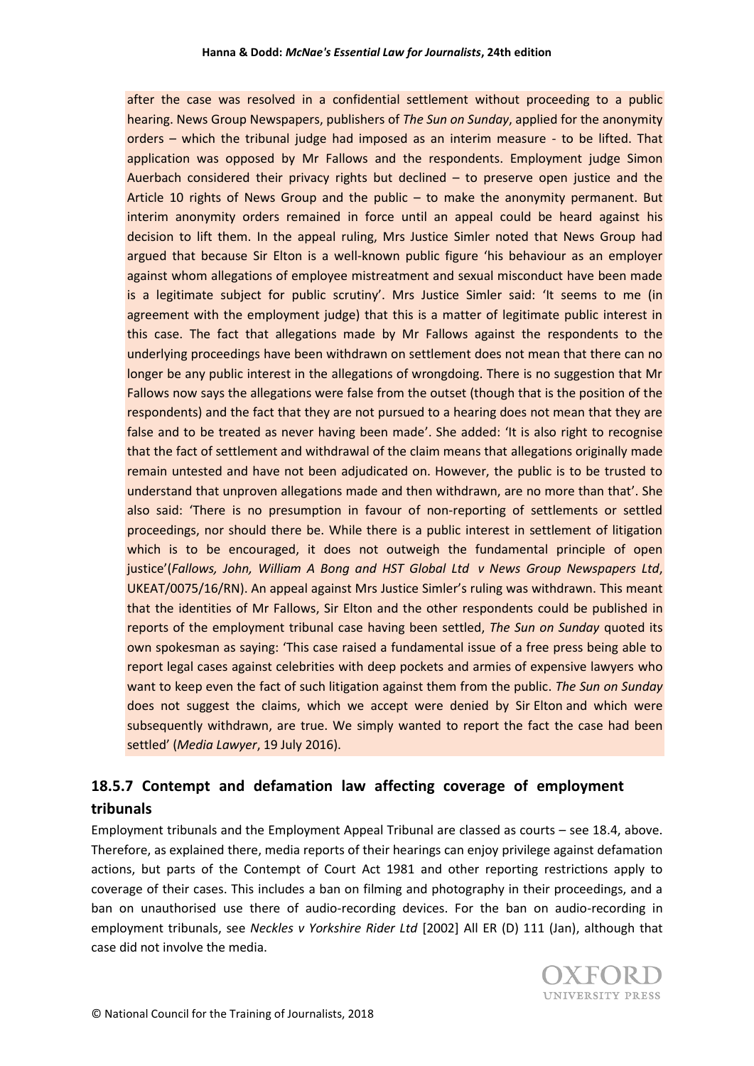after the case was resolved in a confidential settlement without proceeding to a public hearing. News Group Newspapers, publishers of *The Sun on Sunday*, applied for the anonymity orders – which the tribunal judge had imposed as an interim measure - to be lifted. That application was opposed by Mr Fallows and the respondents. Employment judge Simon Auerbach considered their privacy rights but declined – to preserve open justice and the Article 10 rights of News Group and the public – to make the anonymity permanent. But interim anonymity orders remained in force until an appeal could be heard against his decision to lift them. In the appeal ruling, Mrs Justice Simler noted that News Group had argued that because Sir Elton is a well-known public figure 'his behaviour as an employer against whom allegations of employee mistreatment and sexual misconduct have been made is a legitimate subject for public scrutiny'. Mrs Justice Simler said: 'It seems to me (in agreement with the employment judge) that this is a matter of legitimate public interest in this case. The fact that allegations made by Mr Fallows against the respondents to the underlying proceedings have been withdrawn on settlement does not mean that there can no longer be any public interest in the allegations of wrongdoing. There is no suggestion that Mr Fallows now says the allegations were false from the outset (though that is the position of the respondents) and the fact that they are not pursued to a hearing does not mean that they are false and to be treated as never having been made'. She added: 'It is also right to recognise that the fact of settlement and withdrawal of the claim means that allegations originally made remain untested and have not been adjudicated on. However, the public is to be trusted to understand that unproven allegations made and then withdrawn, are no more than that'. She also said: 'There is no presumption in favour of non-reporting of settlements or settled proceedings, nor should there be. While there is a public interest in settlement of litigation which is to be encouraged, it does not outweigh the fundamental principle of open justice'(*Fallows, John, William A Bong and HST Global Ltd v News Group Newspapers Ltd*, UKEAT/0075/16/RN). An appeal against Mrs Justice Simler's ruling was withdrawn. This meant that the identities of Mr Fallows, Sir Elton and the other respondents could be published in reports of the employment tribunal case having been settled, *The Sun on Sunday* quoted its own spokesman as saying: 'This case raised a fundamental issue of a free press being able to report legal cases against celebrities with deep pockets and armies of expensive lawyers who want to keep even the fact of such litigation against them from the public. *The Sun on Sunday* does not suggest the claims, which we accept were denied by Sir Elton and which were subsequently withdrawn, are true. We simply wanted to report the fact the case had been settled' (*Media Lawyer*, 19 July 2016).

## 18.5.7 Contempt and defamation law affecting coverage of employment tribunals

Employment tribunals and the Employment Appeal Tribunal are classed as courts – see 18.4, above. Therefore, as explained there, media reports of their hearings can enjoy privilege against defamation actions, but parts of the Contempt of Court Act 1981 and other reporting restrictions apply to coverage of their cases. This includes a ban on filming and photography in their proceedings, and a ban on unauthorised use there of audio-recording devices. For the ban on audio-recording in employment tribunals, see *Neckles v Yorkshire Rider Ltd* [2002] All ER (D) 111 (Jan), although that case did not involve the media.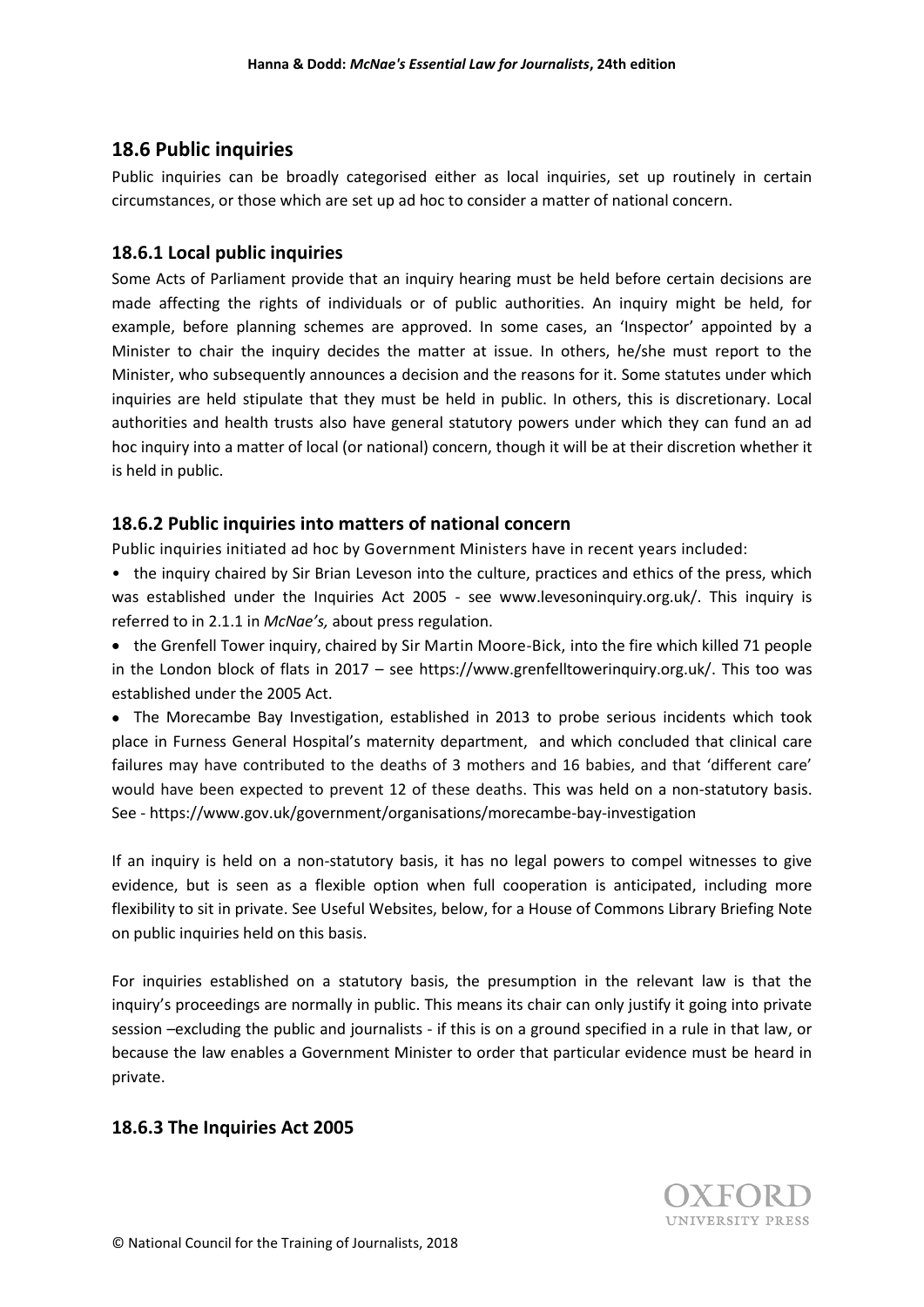## 18.6 Public inquiries

Public inquiries can be broadly categorised either as local inquiries, set up routinely in certain circumstances, or those which are set up ad hoc to consider a matter of national concern.

### 18.6.1 Local public inquiries

Some Acts of Parliament provide that an inquiry hearing must be held before certain decisions are made affecting the rights of individuals or of public authorities. An inquiry might be held, for example, before planning schemes are approved. In some cases, an 'Inspector' appointed by a Minister to chair the inquiry decides the matter at issue. In others, he/she must report to the Minister, who subsequently announces a decision and the reasons for it. Some statutes under which inquiries are held stipulate that they must be held in public. In others, this is discretionary. Local authorities and health trusts also have general statutory powers under which they can fund an ad hoc inquiry into a matter of local (or national) concern, though it will be at their discretion whether it is held in public.

### 18.6.2 Public inquiries into matters of national concern

Public inquiries initiated ad hoc by Government Ministers have in recent years included:

- the inquiry chaired by Sir Brian Leveson into the culture, practices and ethics of the press, which was established under the Inquiries Act 2005 - see www.levesoninquiry.org.uk/. This inquiry is referred to in 2.1.1 in *McNae's,* about press regulation.
- the Grenfell Tower inquiry, chaired by Sir Martin Moore-Bick, into the fire which killed 71 people in the London block of flats in 2017 – see https://www.grenfelltowerinquiry.org.uk/. This too was established under the 2005 Act.
- The Morecambe Bay Investigation, established in 2013 to probe serious incidents which took place in Furness General Hospital's maternity department, and which concluded that clinical care failures may have contributed to the deaths of 3 mothers and 16 babies, and that 'different care' would have been expected to prevent 12 of these deaths. This was held on a non-statutory basis. See - https://www.gov.uk/government/organisations/morecambe-bay-investigation

If an inquiry is held on a non-statutory basis, it has no legal powers to compel witnesses to give evidence, but is seen as a flexible option when full cooperation is anticipated, including more flexibility to sit in private. See Useful Websites, below, for a House of Commons Library Briefing Note on public inquiries held on this basis.

For inquiries established on a statutory basis, the presumption in the relevant law is that the inquiry's proceedings are normally in public. This means its chair can only justify it going into private session –excluding the public and journalists - if this is on a ground specified in a rule in that law, or because the law enables a Government Minister to order that particular evidence must be heard in private.

### 18.6.3 The Inquiries Act 2005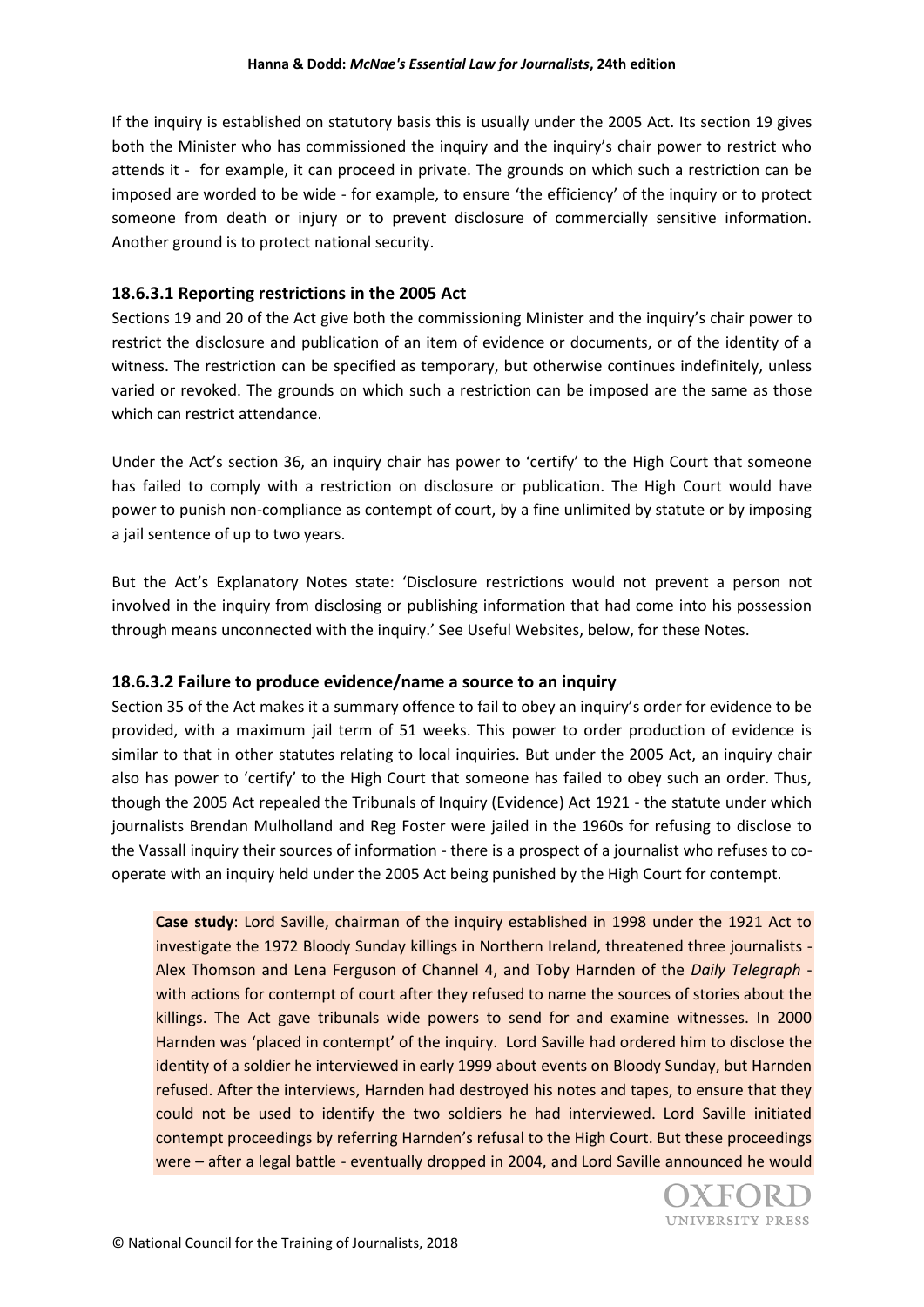If the inquiry is established on statutory basis this is usually under the 2005 Act. Its section 19 gives both the Minister who has commissioned the inquiry and the inquiry's chair power to restrict who attends it - for example, it can proceed in private. The grounds on which such a restriction can be imposed are worded to be wide - for example, to ensure 'the efficiency' of the inquiry or to protect someone from death or injury or to prevent disclosure of commercially sensitive information. Another ground is to protect national security.

### 18.6.3.1 Reporting restrictions in the 2005 Act

Sections 19 and 20 of the Act give both the commissioning Minister and the inquiry's chair power to restrict the disclosure and publication of an item of evidence or documents, or of the identity of a witness. The restriction can be specified as temporary, but otherwise continues indefinitely, unless varied or revoked. The grounds on which such a restriction can be imposed are the same as those which can restrict attendance.

Under the Act's section 36, an inquiry chair has power to 'certify' to the High Court that someone has failed to comply with a restriction on disclosure or publication. The High Court would have power to punish non-compliance as contempt of court, by a fine unlimited by statute or by imposing a jail sentence of up to two years.

But the Act's Explanatory Notes state: 'Disclosure restrictions would not prevent a person not involved in the inquiry from disclosing or publishing information that had come into his possession through means unconnected with the inquiry.' See Useful Websites, below, for these Notes.

### 18.6.3.2 Failure to produce evidence/name a source to an inquiry

Section 35 of the Act makes it a summary offence to fail to obey an inquiry's order for evidence to be provided, with a maximum jail term of 51 weeks. This power to order production of evidence is similar to that in other statutes relating to local inquiries. But under the 2005 Act, an inquiry chair also has power to 'certify' to the High Court that someone has failed to obey such an order. Thus, though the 2005 Act repealed the Tribunals of Inquiry (Evidence) Act 1921 - the statute under which journalists Brendan Mulholland and Reg Foster were jailed in the 1960s for refusing to disclose to the Vassall inquiry their sources of information - there is a prospect of a journalist who refuses to co-operate with an inquiry held under the 2005 Act being punished by the High Court for contempt.

**Case study**: Lord Saville, chairman of the inquiry established in 1998 under the 1921 Act to investigate the 1972 Bloody Sunday killings in Northern Ireland, threatened three journalists - Alex Thomson and Lena Ferguson of Channel 4, and Toby Harnden of the *Daily Telegraph* - with actions for contempt of court after they refused to name the sources of stories about the killings. The Act gave tribunals wide powers to send for and examine witnesses. In 2000 Harnden was 'placed in contempt' of the inquiry. Lord Saville had ordered him to disclose the identity of a soldier he interviewed in early 1999 about events on Bloody Sunday, but Harnden refused. After the interviews, Harnden had destroyed his notes and tapes, to ensure that they could not be used to identify the two soldiers he had interviewed. Lord Saville initiated contempt proceedings by referring Harnden's refusal to the High Court. But these proceedings were – after a legal battle - eventually dropped in 2004, and Lord Saville announced he would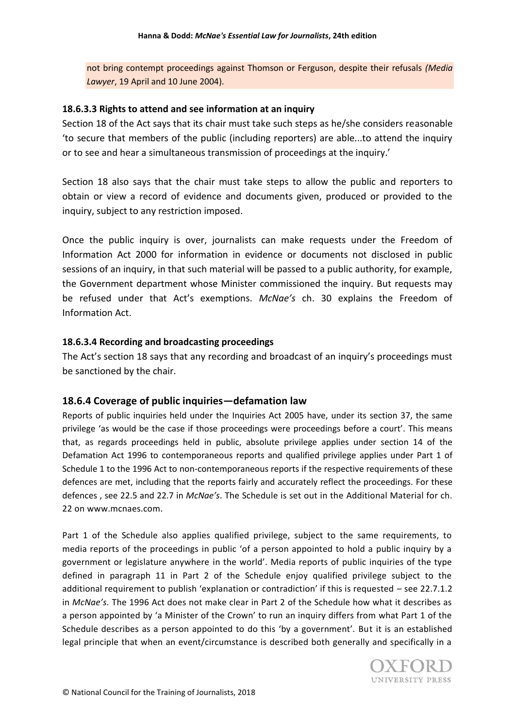not bring contempt proceedings against Thomson or Ferguson, despite their refusals *(Media Lawyer*, 19 April and 10 June 2004).

#### 18.6.3.3 Rights to attend and see information at an inquiry

Section 18 of the Act says that its chair must take such steps as he/she considers reasonable 'to secure that members of the public (including reporters) are able...to attend the inquiry or to see and hear a simultaneous transmission of proceedings at the inquiry.'

Section 18 also says that the chair must take steps to allow the public and reporters to obtain or view a record of evidence and documents given, produced or provided to the inquiry, subject to any restriction imposed.

Once the public inquiry is over, journalists can make requests under the Freedom of Information Act 2000 for information in evidence or documents not disclosed in public sessions of an inquiry, in that such material will be passed to a public authority, for example, the Government department whose Minister commissioned the inquiry. But requests may be refused under that Act's exemptions. *McNae's* ch. 30 explains the Freedom of Information Act.

#### 18.6.3.4 Recording and broadcasting proceedings

The Act's section 18 says that any recording and broadcast of an inquiry's proceedings must be sanctioned by the chair.

### 18.6.4 Coverage of public inquiries—defamation law

Reports of public inquiries held under the Inquiries Act 2005 have, under its section 37, the same privilege 'as would be the case if those proceedings were proceedings before a court'. This means that, as regards proceedings held in public, absolute privilege applies under section 14 of the Defamation Act 1996 to contemporaneous reports and qualified privilege applies under Part 1 of Schedule 1 to the 1996 Act to non-contemporaneous reports if the respective requirements of these defences are met, including that the reports fairly and accurately reflect the proceedings. For these defences , see 22.5 and 22.7 in *McNae's*. The Schedule is set out in the Additional Material for ch. 22 on www.mcnaes.com.

Part 1 of the Schedule also applies qualified privilege, subject to the same requirements, to media reports of the proceedings in public 'of a person appointed to hold a public inquiry by a government or legislature anywhere in the world'. Media reports of public inquiries of the type defined in paragraph 11 in Part 2 of the Schedule enjoy qualified privilege subject to the additional requirement to publish 'explanation or contradiction' if this is requested – see 22.7.1.2 in *McNae's.* The 1996 Act does not make clear in Part 2 of the Schedule how what it describes as a person appointed by 'a Minister of the Crown' to run an inquiry differs from what Part 1 of the Schedule describes as a person appointed to do this 'by a government'. But it is an established legal principle that when an event/circumstance is described both generally and specifically in a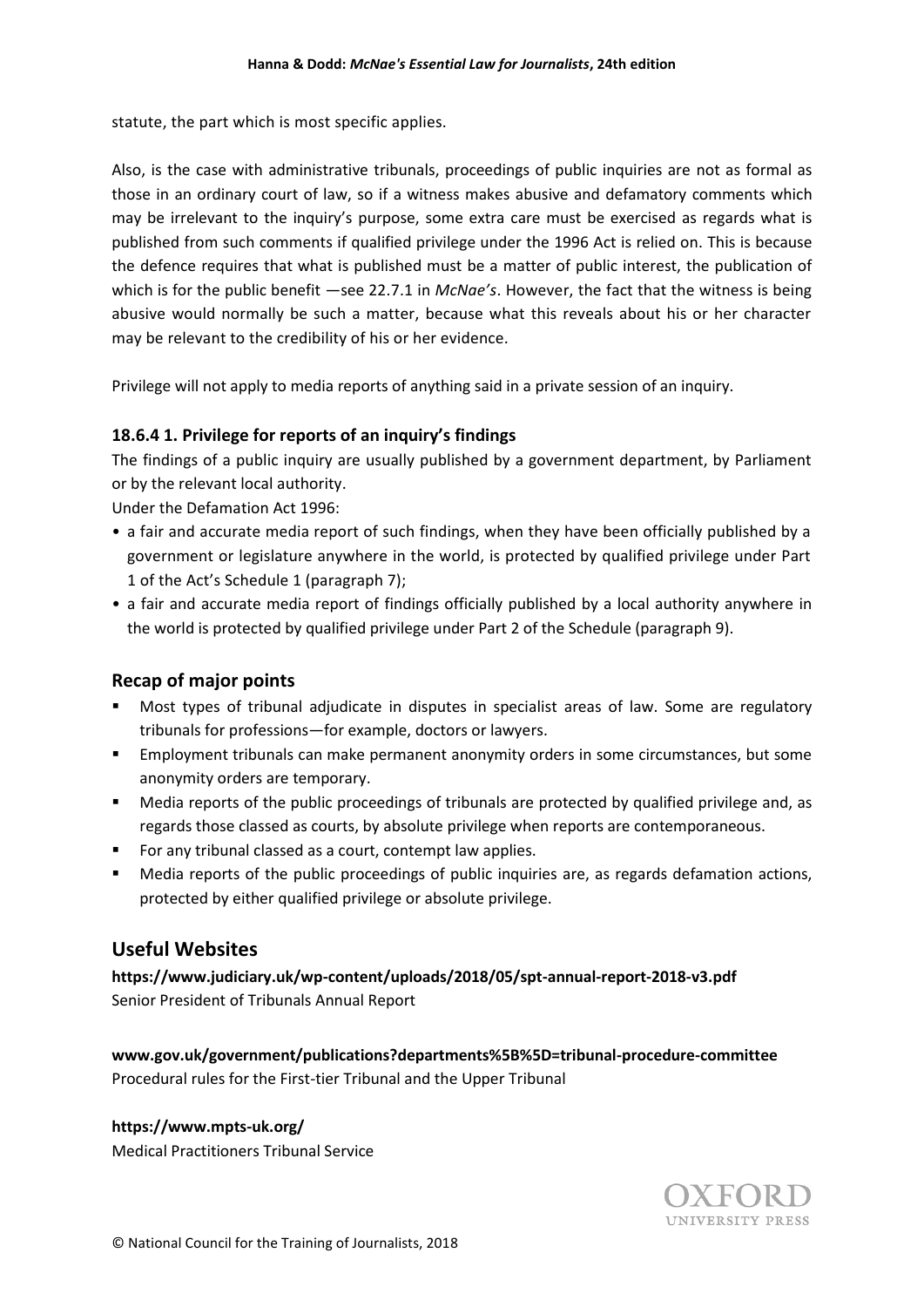statute, the part which is most specific applies.

Also, is the case with administrative tribunals, proceedings of public inquiries are not as formal as those in an ordinary court of law, so if a witness makes abusive and defamatory comments which may be irrelevant to the inquiry's purpose, some extra care must be exercised as regards what is published from such comments if qualified privilege under the 1996 Act is relied on. This is because the defence requires that what is published must be a matter of public interest, the publication of which is for the public benefit —see 22.7.1 in *McNae's*. However, the fact that the witness is being abusive would normally be such a matter, because what this reveals about his or her character may be relevant to the credibility of his or her evidence.

Privilege will not apply to media reports of anything said in a private session of an inquiry.

### 18.6.4 1. Privilege for reports of an inquiry's findings

The findings of a public inquiry are usually published by a government department, by Parliament or by the relevant local authority.

Under the Defamation Act 1996:

- a fair and accurate media report of such findings, when they have been officially published by a government or legislature anywhere in the world, is protected by qualified privilege under Part 1 of the Act's Schedule 1 (paragraph 7);
- a fair and accurate media report of findings officially published by a local authority anywhere in the world is protected by qualified privilege under Part 2 of the Schedule (paragraph 9).

## Recap of major points

- Most types of tribunal adjudicate in disputes in specialist areas of law. Some are regulatory tribunals for professions—for example, doctors or lawyers.
- Employment tribunals can make permanent anonymity orders in some circumstances, but some anonymity orders are temporary.
- Media reports of the public proceedings of tribunals are protected by qualified privilege and, as regards those classed as courts, by absolute privilege when reports are contemporaneous.
- For any tribunal classed as a court, contempt law applies.
- Media reports of the public proceedings of public inquiries are, as regards defamation actions, protected by either qualified privilege or absolute privilege.

## Useful Websites

**https://www.judiciary.uk/wp-content/uploads/2018/05/spt-annual-report-2018-v3.pdf**
Senior President of Tribunals Annual Report

**www.gov.uk/government/publications?departments%5B%5D=tribunal-procedure-committee**
Procedural rules for the First-tier Tribunal and the Upper Tribunal

**https://www.mpts-uk.org/**
Medical Practitioners Tribunal Service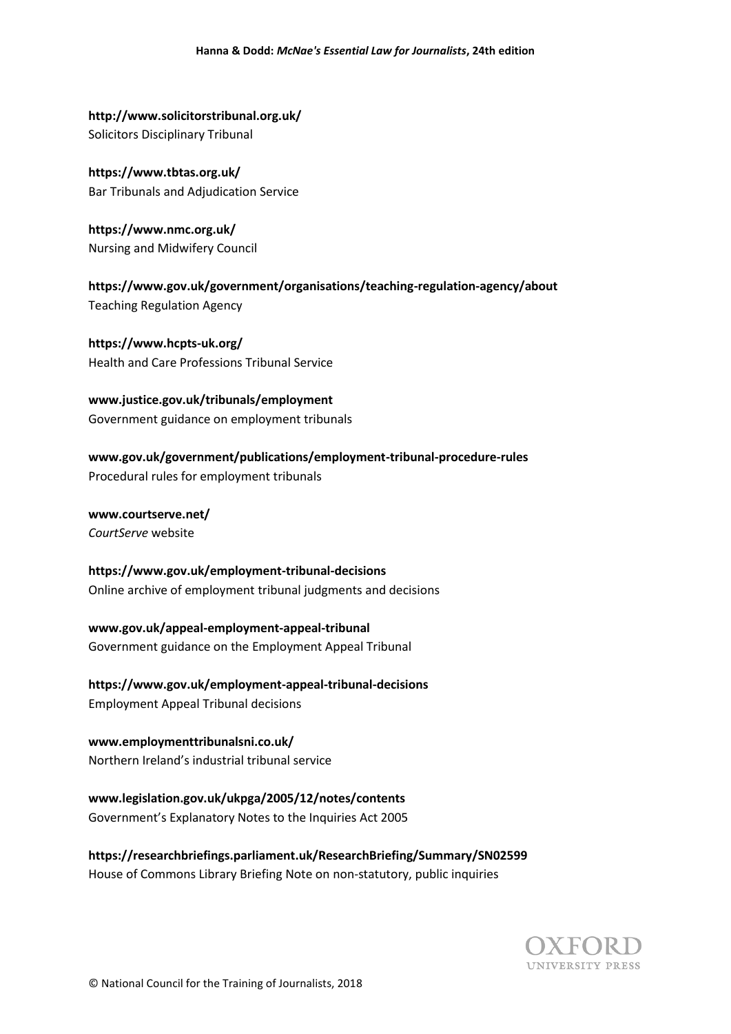**http://www.solicitorstribunal.org.uk/**
Solicitors Disciplinary Tribunal

**https://www.tbtas.org.uk/**
Bar Tribunals and Adjudication Service

**https://www.nmc.org.uk/**
Nursing and Midwifery Council

**https://www.gov.uk/government/organisations/teaching-regulation-agency/about**
Teaching Regulation Agency

**https://www.hcpts-uk.org/**
Health and Care Professions Tribunal Service

**www.justice.gov.uk/tribunals/employment**
Government guidance on employment tribunals

**www.gov.uk/government/publications/employment-tribunal-procedure-rules**
Procedural rules for employment tribunals

**www.courtserve.net/**
*CourtServe* website

**https://www.gov.uk/employment-tribunal-decisions**
Online archive of employment tribunal judgments and decisions

**www.gov.uk/appeal-employment-appeal-tribunal**
Government guidance on the Employment Appeal Tribunal

**https://www.gov.uk/employment-appeal-tribunal-decisions**
Employment Appeal Tribunal decisions

**www.employmenttribunalsni.co.uk/**
Northern Ireland's industrial tribunal service

**www.legislation.gov.uk/ukpga/2005/12/notes/contents**
Government's Explanatory Notes to the Inquiries Act 2005

**https://researchbriefings.parliament.uk/ResearchBriefing/Summary/SN02599**
House of Commons Library Briefing Note on non-statutory, public inquiries